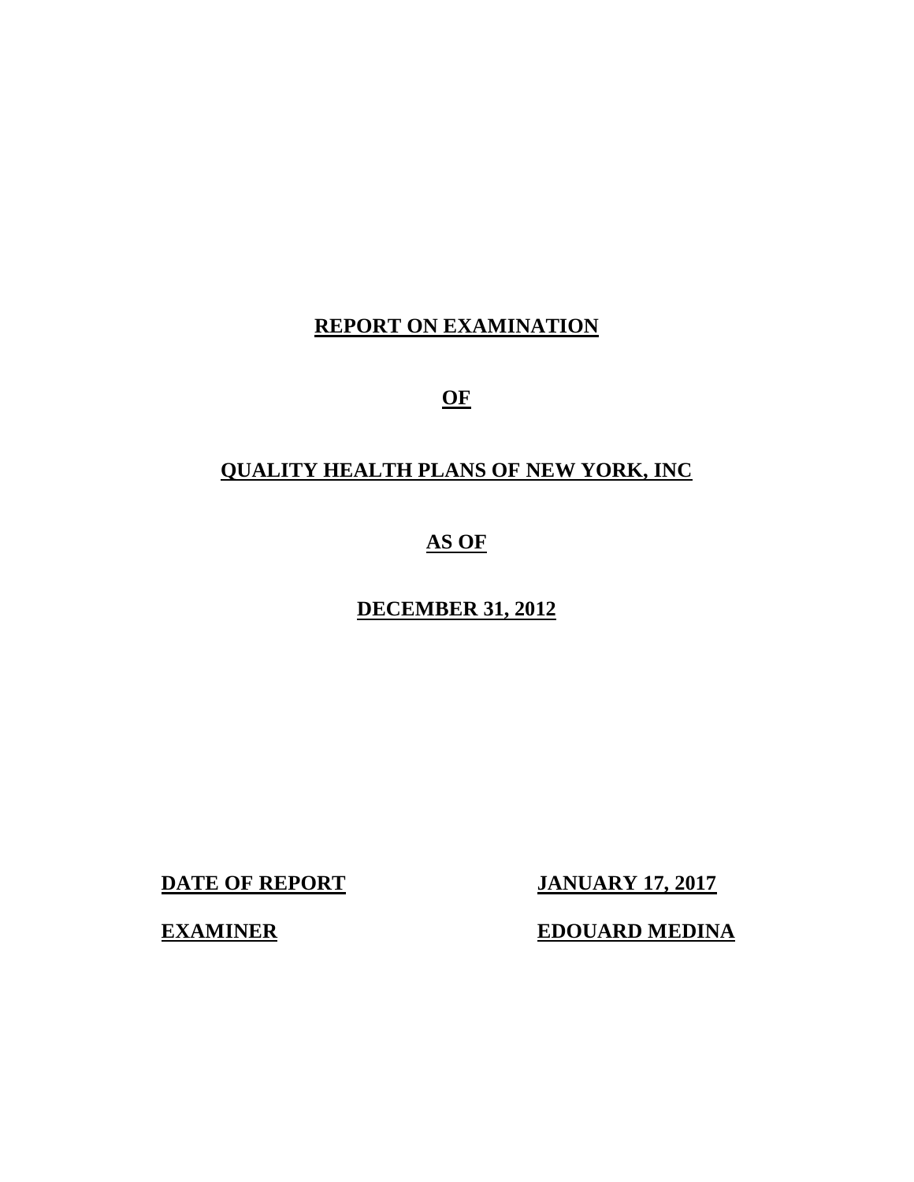# REPORT ON EXAMINATION

# OF

# QUALITY HEALTH PLANS OF NEW YORK, INC

# AS OF

# DECEMBER 31, 2012

**DATE OF REPORT** JANUARY 17, 2017

**EXAMINER** EDOUARD MEDINA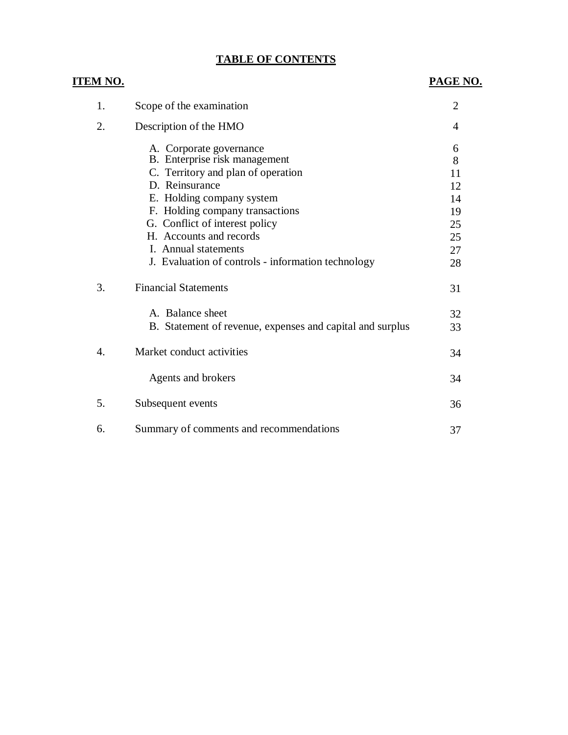## TABLE OF CONTENTS

| ITEM NO. | | PAGE NO. |
|---|---|---|
| 1. | Scope of the examination | 2 |
| 2. | Description of the HMO | 4 |
| | A. Corporate governance | 6 |
| | B. Enterprise risk management | 8 |
| | C. Territory and plan of operation | 11 |
| | D. Reinsurance | 12 |
| | E. Holding company system | 14 |
| | F. Holding company transactions | 19 |
| | G. Conflict of interest policy | 25 |
| | H. Accounts and records | 25 |
| | I. Annual statements | 27 |
| | J. Evaluation of controls - information technology | 28 |
| 3. | Financial Statements | 31 |
| | A. Balance sheet | 32 |
| | B. Statement of revenue, expenses and capital and surplus | 33 |
| 4. | Market conduct activities | 34 |
| | Agents and brokers | 34 |
| 5. | Subsequent events | 36 |
| 6. | Summary of comments and recommendations | 37 |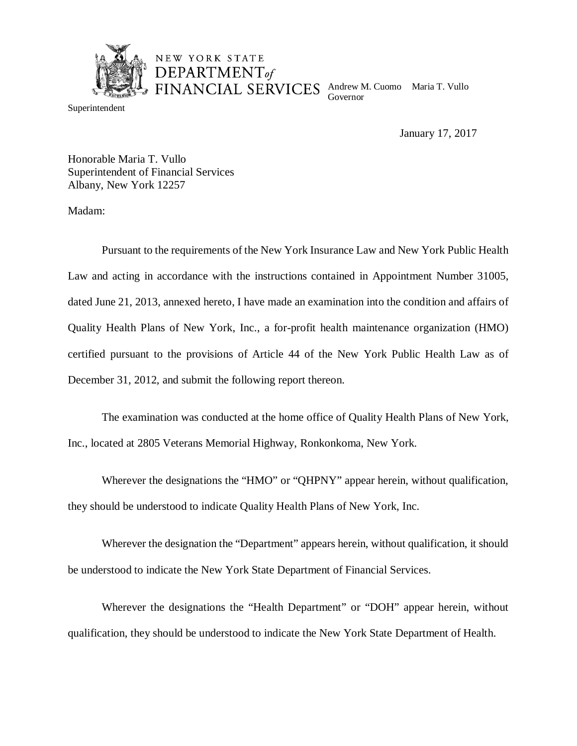NEW YORK STATE
DEPARTMENT *of*
FINANCIAL SERVICES

Andrew M. Cuomo
Governor

Maria T. Vullo
Superintendent

January 17, 2017

Honorable Maria T. Vullo
Superintendent of Financial Services
Albany, New York 12257

Madam:

Pursuant to the requirements of the New York Insurance Law and New York Public Health Law and acting in accordance with the instructions contained in Appointment Number 31005, dated June 21, 2013, annexed hereto, I have made an examination into the condition and affairs of Quality Health Plans of New York, Inc., a for-profit health maintenance organization (HMO) certified pursuant to the provisions of Article 44 of the New York Public Health Law as of December 31, 2012, and submit the following report thereon.

The examination was conducted at the home office of Quality Health Plans of New York, Inc., located at 2805 Veterans Memorial Highway, Ronkonkoma, New York.

Wherever the designations the "HMO" or "QHPNY" appear herein, without qualification, they should be understood to indicate Quality Health Plans of New York, Inc.

Wherever the designation the "Department" appears herein, without qualification, it should be understood to indicate the New York State Department of Financial Services.

Wherever the designations the "Health Department" or "DOH" appear herein, without qualification, they should be understood to indicate the New York State Department of Health.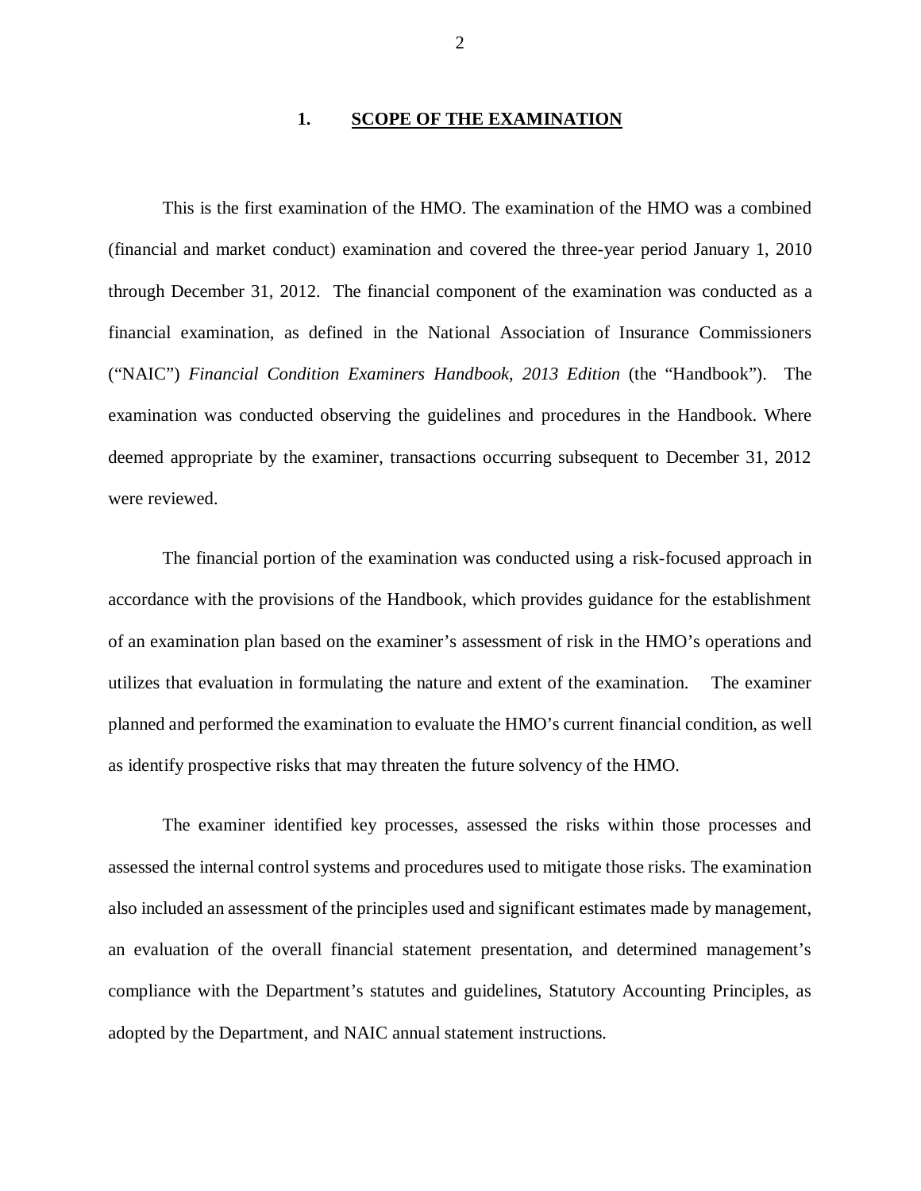## 1. SCOPE OF THE EXAMINATION

This is the first examination of the HMO. The examination of the HMO was a combined (financial and market conduct) examination and covered the three-year period January 1, 2010 through December 31, 2012. The financial component of the examination was conducted as a financial examination, as defined in the National Association of Insurance Commissioners ("NAIC") *Financial Condition Examiners Handbook, 2013 Edition* (the "Handbook"). The examination was conducted observing the guidelines and procedures in the Handbook. Where deemed appropriate by the examiner, transactions occurring subsequent to December 31, 2012 were reviewed.

The financial portion of the examination was conducted using a risk-focused approach in accordance with the provisions of the Handbook, which provides guidance for the establishment of an examination plan based on the examiner's assessment of risk in the HMO's operations and utilizes that evaluation in formulating the nature and extent of the examination. The examiner planned and performed the examination to evaluate the HMO's current financial condition, as well as identify prospective risks that may threaten the future solvency of the HMO.

The examiner identified key processes, assessed the risks within those processes and assessed the internal control systems and procedures used to mitigate those risks. The examination also included an assessment of the principles used and significant estimates made by management, an evaluation of the overall financial statement presentation, and determined management's compliance with the Department's statutes and guidelines, Statutory Accounting Principles, as adopted by the Department, and NAIC annual statement instructions.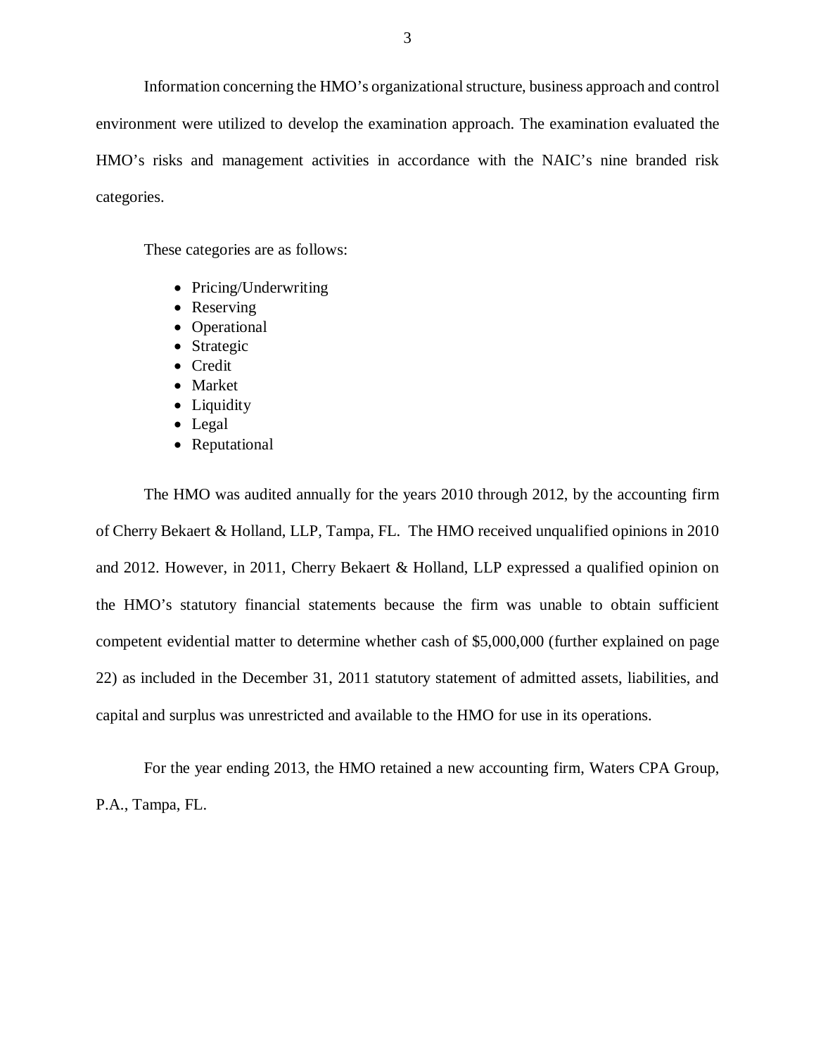Information concerning the HMO's organizational structure, business approach and control environment were utilized to develop the examination approach. The examination evaluated the HMO's risks and management activities in accordance with the NAIC's nine branded risk categories.

These categories are as follows:

- Pricing/Underwriting
- Reserving
- Operational
- Strategic
- Credit
- Market
- Liquidity
- Legal
- Reputational

The HMO was audited annually for the years 2010 through 2012, by the accounting firm of Cherry Bekaert & Holland, LLP, Tampa, FL. The HMO received unqualified opinions in 2010 and 2012. However, in 2011, Cherry Bekaert & Holland, LLP expressed a qualified opinion on the HMO's statutory financial statements because the firm was unable to obtain sufficient competent evidential matter to determine whether cash of $5,000,000 (further explained on page 22) as included in the December 31, 2011 statutory statement of admitted assets, liabilities, and capital and surplus was unrestricted and available to the HMO for use in its operations.

For the year ending 2013, the HMO retained a new accounting firm, Waters CPA Group, P.A., Tampa, FL.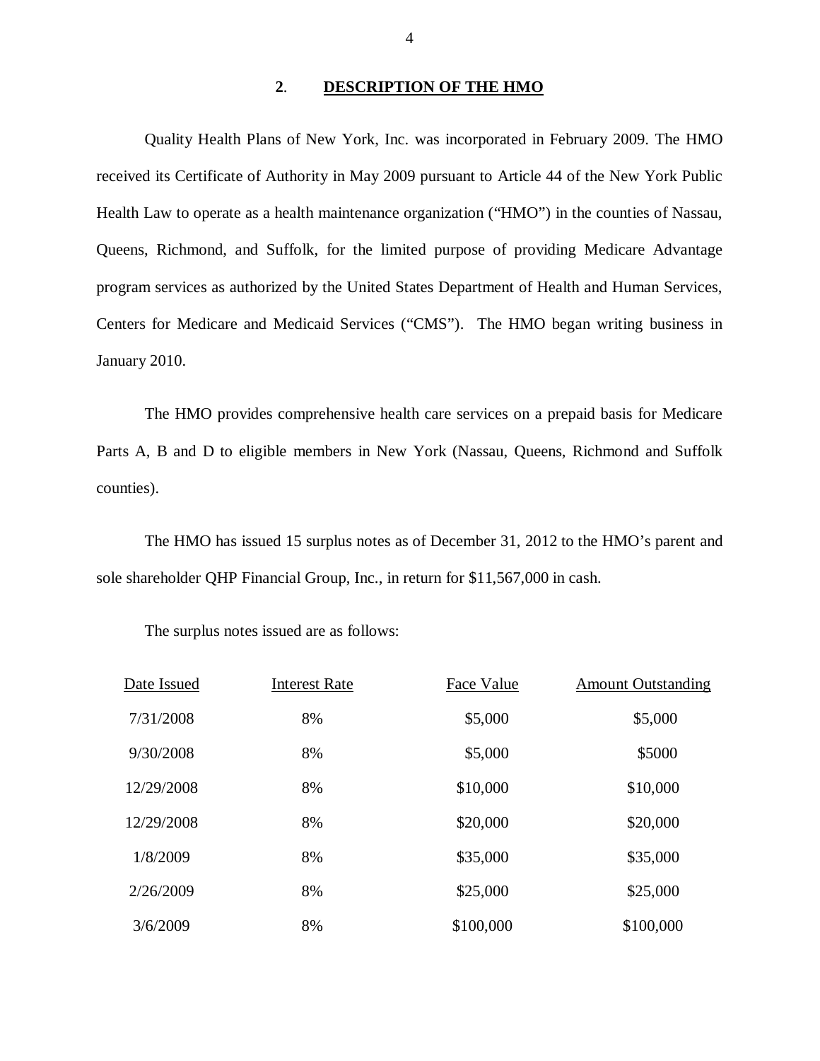## 2. DESCRIPTION OF THE HMO

Quality Health Plans of New York, Inc. was incorporated in February 2009. The HMO received its Certificate of Authority in May 2009 pursuant to Article 44 of the New York Public Health Law to operate as a health maintenance organization ("HMO") in the counties of Nassau, Queens, Richmond, and Suffolk, for the limited purpose of providing Medicare Advantage program services as authorized by the United States Department of Health and Human Services, Centers for Medicare and Medicaid Services ("CMS"). The HMO began writing business in January 2010.

The HMO provides comprehensive health care services on a prepaid basis for Medicare Parts A, B and D to eligible members in New York (Nassau, Queens, Richmond and Suffolk counties).

The HMO has issued 15 surplus notes as of December 31, 2012 to the HMO's parent and sole shareholder QHP Financial Group, Inc., in return for $11,567,000 in cash.

The surplus notes issued are as follows:

| Date Issued | Interest Rate | Face Value | Amount Outstanding |
|---|---|---|---|
| 7/31/2008 | 8% | $5,000 | $5,000 |
| 9/30/2008 | 8% | $5,000 | $5000 |
| 12/29/2008 | 8% | $10,000 | $10,000 |
| 12/29/2008 | 8% | $20,000 | $20,000 |
| 1/8/2009 | 8% | $35,000 | $35,000 |
| 2/26/2009 | 8% | $25,000 | $25,000 |
| 3/6/2009 | 8% | $100,000 | $100,000 |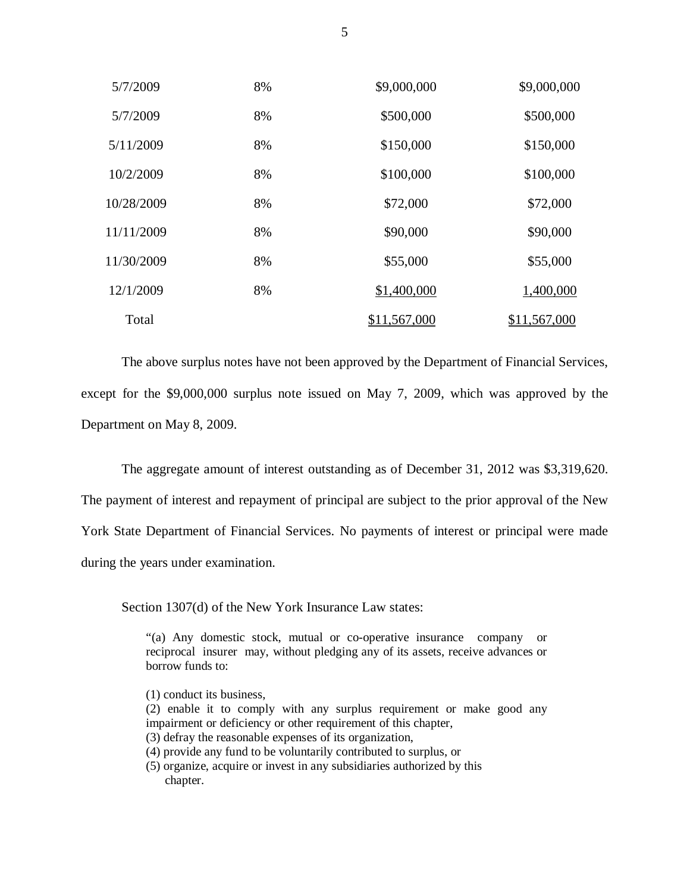| | | | |
|---|---|---|---|
| 5/7/2009 | 8% | $9,000,000 | $9,000,000 |
| 5/7/2009 | 8% | $500,000 | $500,000 |
| 5/11/2009 | 8% | $150,000 | $150,000 |
| 10/2/2009 | 8% | $100,000 | $100,000 |
| 10/28/2009 | 8% | $72,000 | $72,000 |
| 11/11/2009 | 8% | $90,000 | $90,000 |
| 11/30/2009 | 8% | $55,000 | $55,000 |
| 12/1/2009 | 8% | $1,400,000 | 1,400,000 |
| Total | | $11,567,000 | $11,567,000 |

The above surplus notes have not been approved by the Department of Financial Services, except for the $9,000,000 surplus note issued on May 7, 2009, which was approved by the Department on May 8, 2009.

The aggregate amount of interest outstanding as of December 31, 2012 was $3,319,620. The payment of interest and repayment of principal are subject to the prior approval of the New York State Department of Financial Services. No payments of interest or principal were made during the years under examination.

Section 1307(d) of the New York Insurance Law states:

> "(a) Any domestic stock, mutual or co-operative insurance company or reciprocal insurer may, without pledging any of its assets, receive advances or borrow funds to:
>
> (1) conduct its business,
> (2) enable it to comply with any surplus requirement or make good any impairment or deficiency or other requirement of this chapter,
> (3) defray the reasonable expenses of its organization,
> (4) provide any fund to be voluntarily contributed to surplus, or
> (5) organize, acquire or invest in any subsidiaries authorized by this chapter.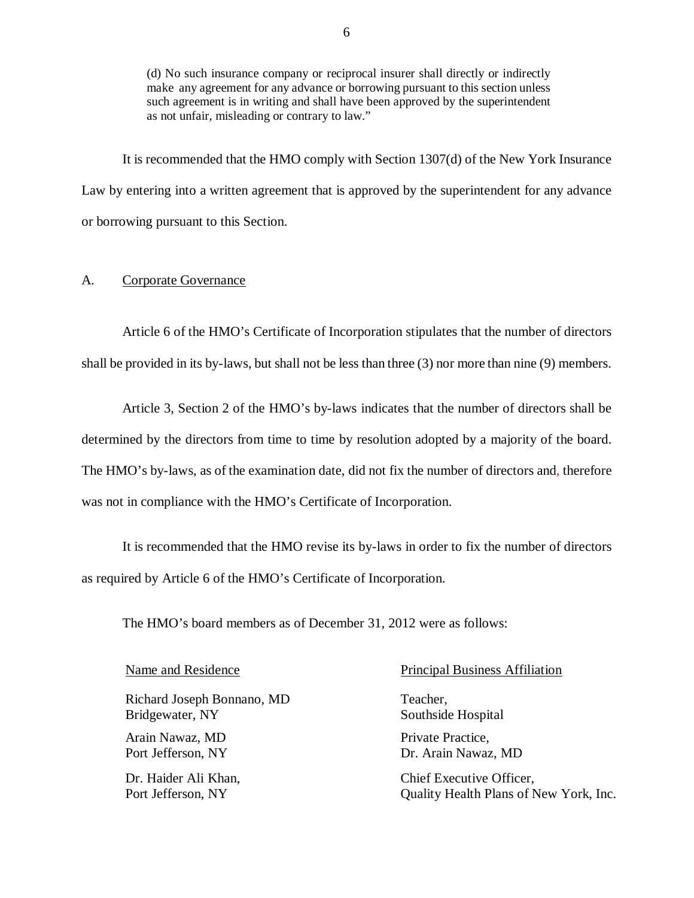> (d) No such insurance company or reciprocal insurer shall directly or indirectly make any agreement for any advance or borrowing pursuant to this section unless such agreement is in writing and shall have been approved by the superintendent as not unfair, misleading or contrary to law."

It is recommended that the HMO comply with Section 1307(d) of the New York Insurance Law by entering into a written agreement that is approved by the superintendent for any advance or borrowing pursuant to this Section.

## A. Corporate Governance

Article 6 of the HMO's Certificate of Incorporation stipulates that the number of directors shall be provided in its by-laws, but shall not be less than three (3) nor more than nine (9) members.

Article 3, Section 2 of the HMO's by-laws indicates that the number of directors shall be determined by the directors from time to time by resolution adopted by a majority of the board. The HMO's by-laws, as of the examination date, did not fix the number of directors and, therefore was not in compliance with the HMO's Certificate of Incorporation.

It is recommended that the HMO revise its by-laws in order to fix the number of directors as required by Article 6 of the HMO's Certificate of Incorporation.

The HMO's board members as of December 31, 2012 were as follows:

| Name and Residence | Principal Business Affiliation |
|---|---|
| Richard Joseph Bonnano, MD<br>Bridgewater, NY | Teacher,<br>Southside Hospital |
| Arain Nawaz, MD<br>Port Jefferson, NY | Private Practice,<br>Dr. Arain Nawaz, MD |
| Dr. Haider Ali Khan,<br>Port Jefferson, NY | Chief Executive Officer,<br>Quality Health Plans of New York, Inc. |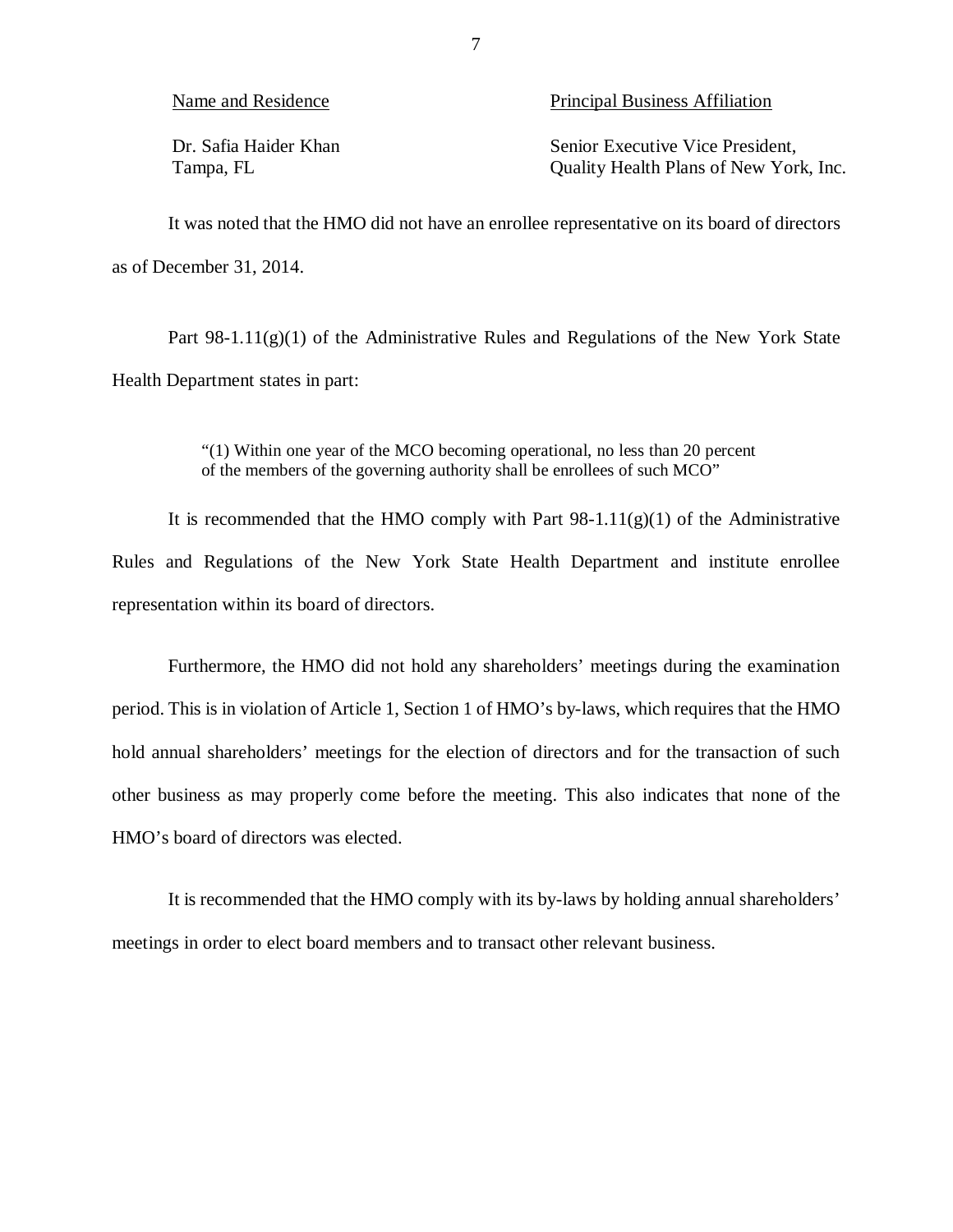| Name and Residence | Principal Business Affiliation |
|---|---|
| Dr. Safia Haider Khan<br>Tampa, FL | Senior Executive Vice President,<br>Quality Health Plans of New York, Inc. |

It was noted that the HMO did not have an enrollee representative on its board of directors as of December 31, 2014.

Part 98-1.11(g)(1) of the Administrative Rules and Regulations of the New York State Health Department states in part:

> "(1) Within one year of the MCO becoming operational, no less than 20 percent of the members of the governing authority shall be enrollees of such MCO"

It is recommended that the HMO comply with Part 98-1.11(g)(1) of the Administrative Rules and Regulations of the New York State Health Department and institute enrollee representation within its board of directors.

Furthermore, the HMO did not hold any shareholders' meetings during the examination period. This is in violation of Article 1, Section 1 of HMO's by-laws, which requires that the HMO hold annual shareholders' meetings for the election of directors and for the transaction of such other business as may properly come before the meeting. This also indicates that none of the HMO's board of directors was elected.

It is recommended that the HMO comply with its by-laws by holding annual shareholders' meetings in order to elect board members and to transact other relevant business.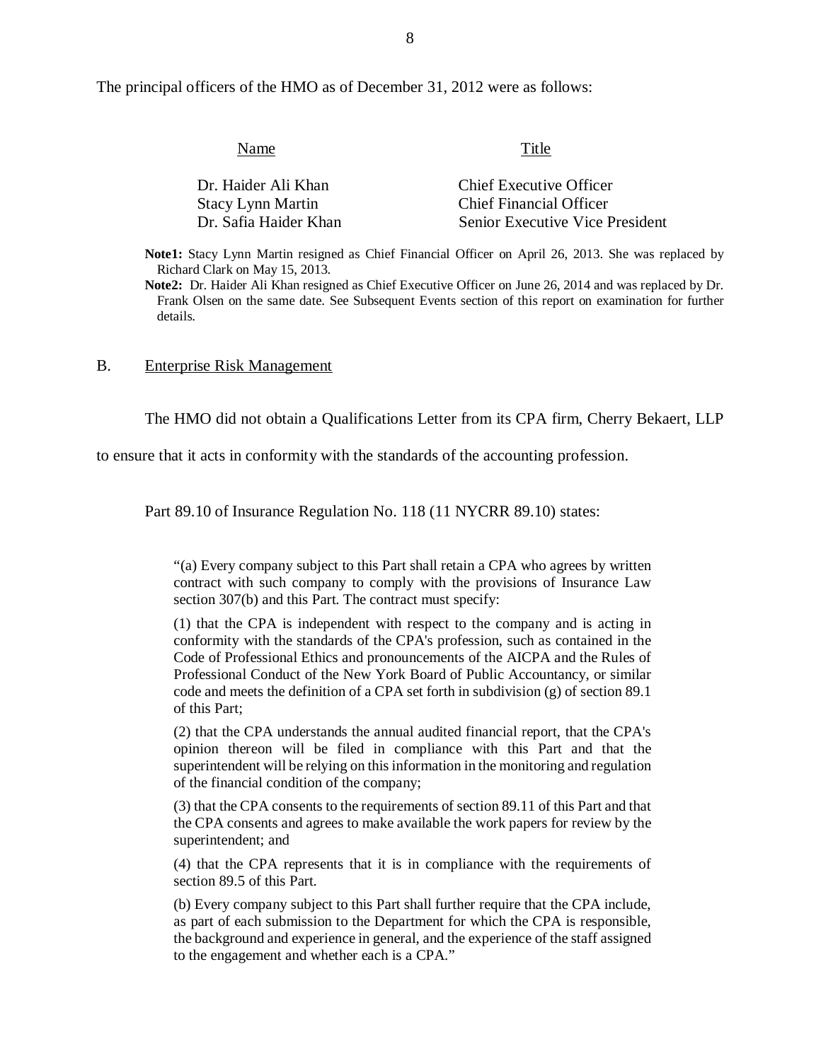The principal officers of the HMO as of December 31, 2012 were as follows:

| Name | Title |
| --- | --- |
| Dr. Haider Ali Khan | Chief Executive Officer |
| Stacy Lynn Martin | Chief Financial Officer |
| Dr. Safia Haider Khan | Senior Executive Vice President |

**Note1:** Stacy Lynn Martin resigned as Chief Financial Officer on April 26, 2013. She was replaced by Richard Clark on May 15, 2013.

**Note2:** Dr. Haider Ali Khan resigned as Chief Executive Officer on June 26, 2014 and was replaced by Dr. Frank Olsen on the same date. See Subsequent Events section of this report on examination for further details.

## B. Enterprise Risk Management

The HMO did not obtain a Qualifications Letter from its CPA firm, Cherry Bekaert, LLP to ensure that it acts in conformity with the standards of the accounting profession.

Part 89.10 of Insurance Regulation No. 118 (11 NYCRR 89.10) states:

> "(a) Every company subject to this Part shall retain a CPA who agrees by written contract with such company to comply with the provisions of Insurance Law section 307(b) and this Part. The contract must specify:
>
> (1) that the CPA is independent with respect to the company and is acting in conformity with the standards of the CPA's profession, such as contained in the Code of Professional Ethics and pronouncements of the AICPA and the Rules of Professional Conduct of the New York Board of Public Accountancy, or similar code and meets the definition of a CPA set forth in subdivision (g) of section 89.1 of this Part;
>
> (2) that the CPA understands the annual audited financial report, that the CPA's opinion thereon will be filed in compliance with this Part and that the superintendent will be relying on this information in the monitoring and regulation of the financial condition of the company;
>
> (3) that the CPA consents to the requirements of section 89.11 of this Part and that the CPA consents and agrees to make available the work papers for review by the superintendent; and
>
> (4) that the CPA represents that it is in compliance with the requirements of section 89.5 of this Part.
>
> (b) Every company subject to this Part shall further require that the CPA include, as part of each submission to the Department for which the CPA is responsible, the background and experience in general, and the experience of the staff assigned to the engagement and whether each is a CPA."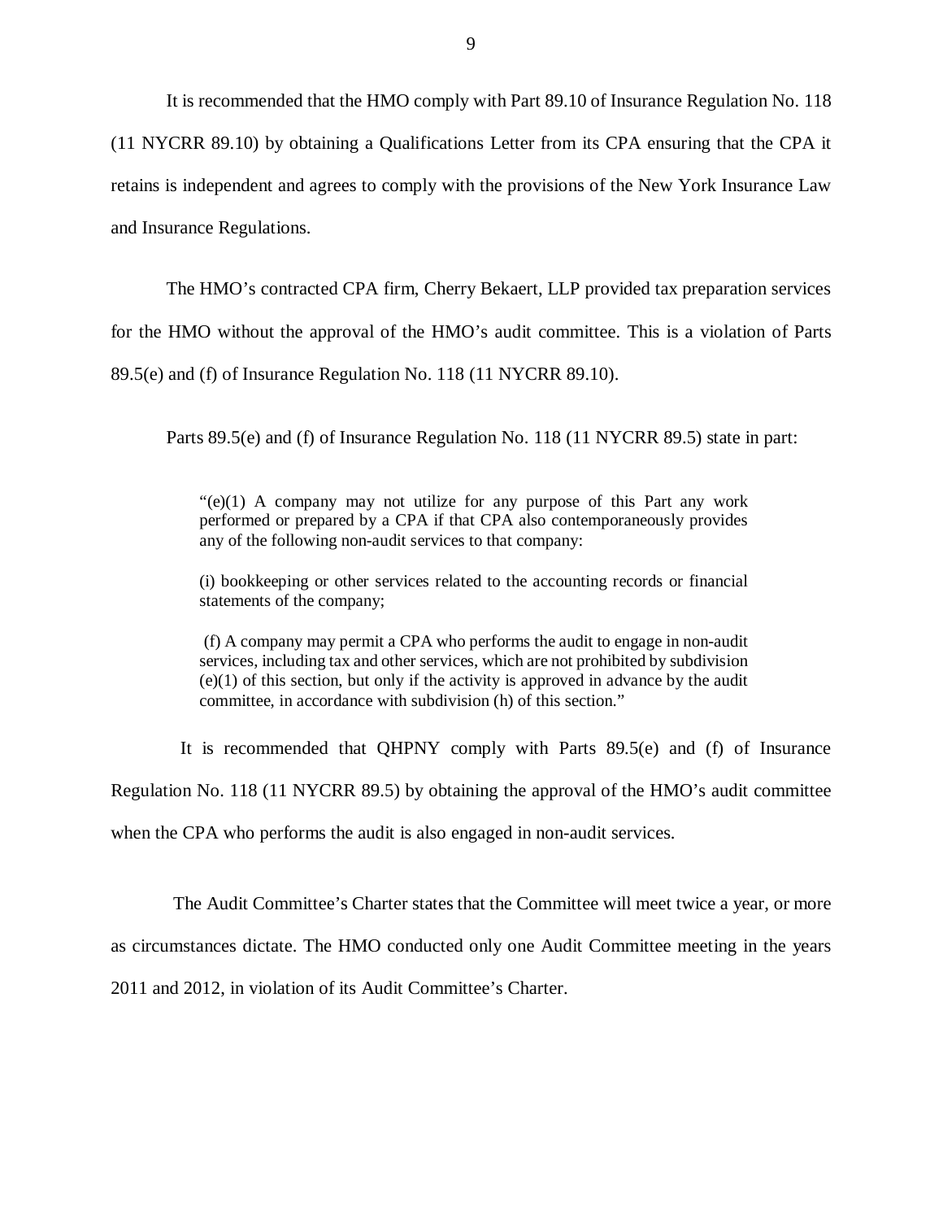It is recommended that the HMO comply with Part 89.10 of Insurance Regulation No. 118 (11 NYCRR 89.10) by obtaining a Qualifications Letter from its CPA ensuring that the CPA it retains is independent and agrees to comply with the provisions of the New York Insurance Law and Insurance Regulations.

The HMO's contracted CPA firm, Cherry Bekaert, LLP provided tax preparation services for the HMO without the approval of the HMO's audit committee. This is a violation of Parts 89.5(e) and (f) of Insurance Regulation No. 118 (11 NYCRR 89.10).

Parts 89.5(e) and (f) of Insurance Regulation No. 118 (11 NYCRR 89.5) state in part:

> "(e)(1) A company may not utilize for any purpose of this Part any work performed or prepared by a CPA if that CPA also contemporaneously provides any of the following non-audit services to that company:
>
> (i) bookkeeping or other services related to the accounting records or financial statements of the company;
>
> (f) A company may permit a CPA who performs the audit to engage in non-audit services, including tax and other services, which are not prohibited by subdivision (e)(1) of this section, but only if the activity is approved in advance by the audit committee, in accordance with subdivision (h) of this section."

It is recommended that QHPNY comply with Parts 89.5(e) and (f) of Insurance Regulation No. 118 (11 NYCRR 89.5) by obtaining the approval of the HMO's audit committee when the CPA who performs the audit is also engaged in non-audit services.

The Audit Committee's Charter states that the Committee will meet twice a year, or more as circumstances dictate. The HMO conducted only one Audit Committee meeting in the years 2011 and 2012, in violation of its Audit Committee's Charter.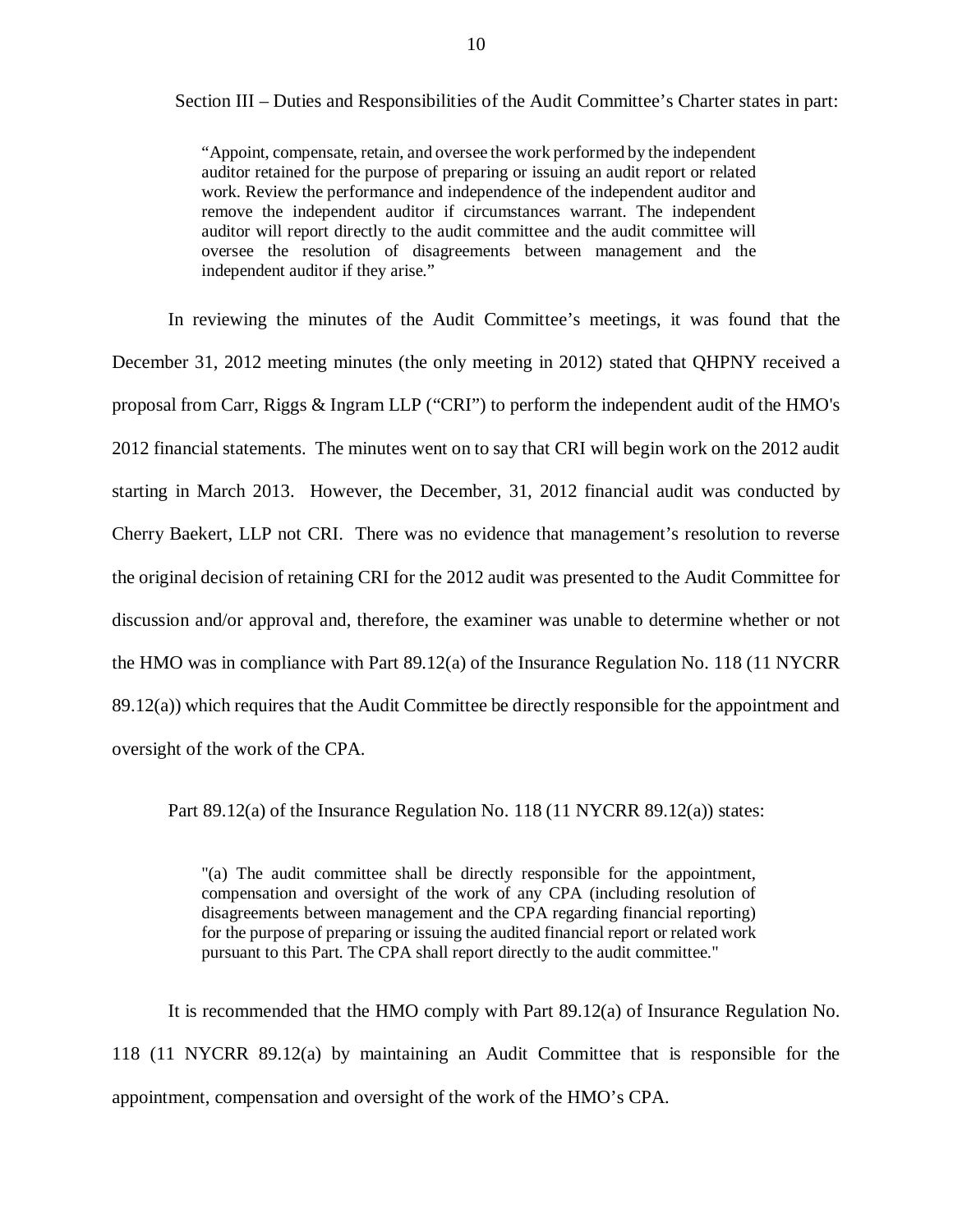Section III – Duties and Responsibilities of the Audit Committee's Charter states in part:

> "Appoint, compensate, retain, and oversee the work performed by the independent auditor retained for the purpose of preparing or issuing an audit report or related work. Review the performance and independence of the independent auditor and remove the independent auditor if circumstances warrant. The independent auditor will report directly to the audit committee and the audit committee will oversee the resolution of disagreements between management and the independent auditor if they arise."

In reviewing the minutes of the Audit Committee's meetings, it was found that the December 31, 2012 meeting minutes (the only meeting in 2012) stated that QHPNY received a proposal from Carr, Riggs & Ingram LLP ("CRI") to perform the independent audit of the HMO's 2012 financial statements. The minutes went on to say that CRI will begin work on the 2012 audit starting in March 2013. However, the December, 31, 2012 financial audit was conducted by Cherry Baekert, LLP not CRI. There was no evidence that management's resolution to reverse the original decision of retaining CRI for the 2012 audit was presented to the Audit Committee for discussion and/or approval and, therefore, the examiner was unable to determine whether or not the HMO was in compliance with Part 89.12(a) of the Insurance Regulation No. 118 (11 NYCRR 89.12(a)) which requires that the Audit Committee be directly responsible for the appointment and oversight of the work of the CPA.

Part 89.12(a) of the Insurance Regulation No. 118 (11 NYCRR 89.12(a)) states:

> "(a) The audit committee shall be directly responsible for the appointment, compensation and oversight of the work of any CPA (including resolution of disagreements between management and the CPA regarding financial reporting) for the purpose of preparing or issuing the audited financial report or related work pursuant to this Part. The CPA shall report directly to the audit committee."

It is recommended that the HMO comply with Part 89.12(a) of Insurance Regulation No. 118 (11 NYCRR 89.12(a) by maintaining an Audit Committee that is responsible for the appointment, compensation and oversight of the work of the HMO's CPA.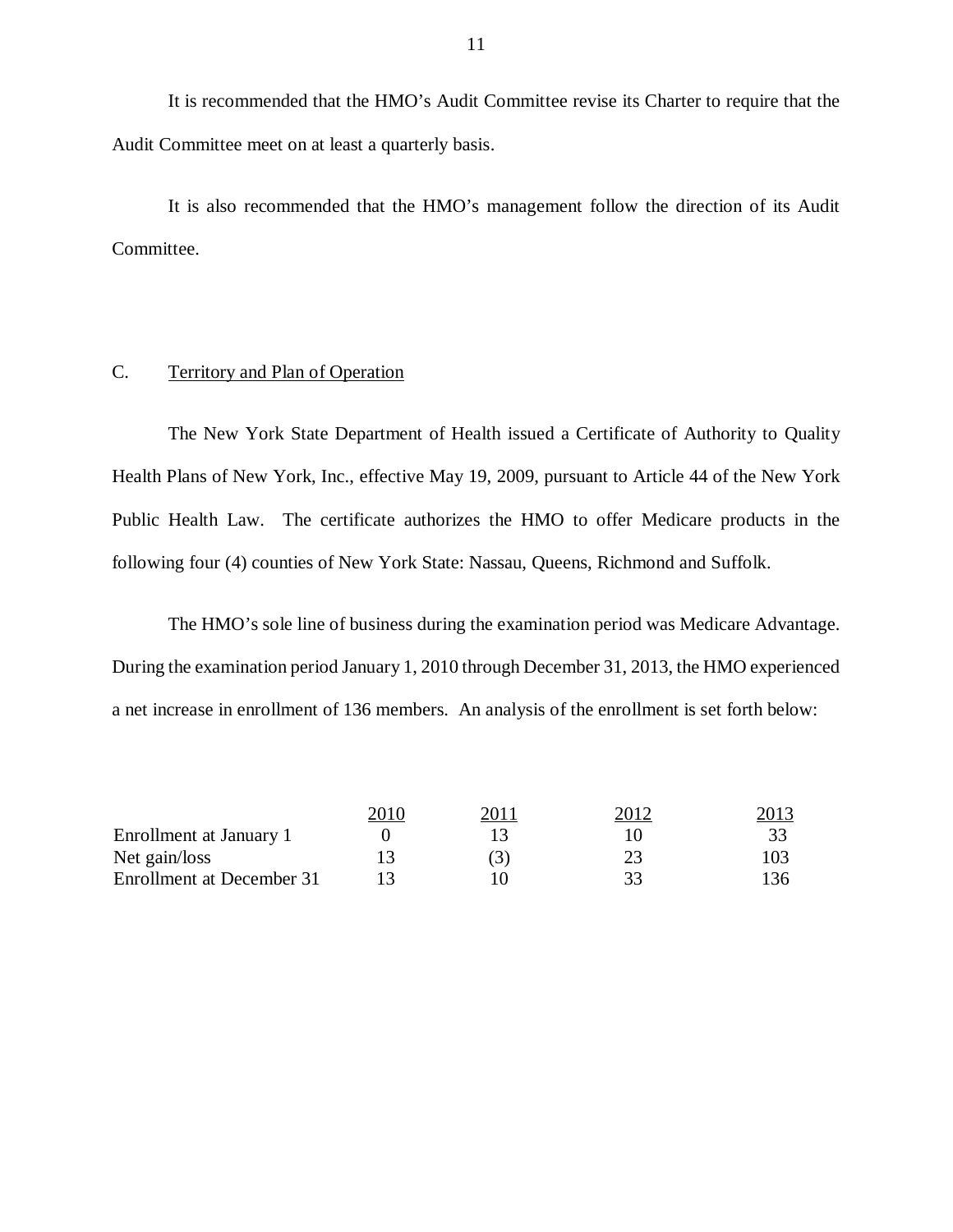It is recommended that the HMO's Audit Committee revise its Charter to require that the Audit Committee meet on at least a quarterly basis.

It is also recommended that the HMO's management follow the direction of its Audit Committee.

## C. Territory and Plan of Operation

The New York State Department of Health issued a Certificate of Authority to Quality Health Plans of New York, Inc., effective May 19, 2009, pursuant to Article 44 of the New York Public Health Law. The certificate authorizes the HMO to offer Medicare products in the following four (4) counties of New York State: Nassau, Queens, Richmond and Suffolk.

The HMO's sole line of business during the examination period was Medicare Advantage. During the examination period January 1, 2010 through December 31, 2013, the HMO experienced a net increase in enrollment of 136 members. An analysis of the enrollment is set forth below:

| | 2010 | 2011 | 2012 | 2013 |
|---|---|---|---|---|
| Enrollment at January 1 | 0 | 13 | 10 | 33 |
| Net gain/loss | 13 | (3) | 23 | 103 |
| Enrollment at December 31 | 13 | 10 | 33 | 136 |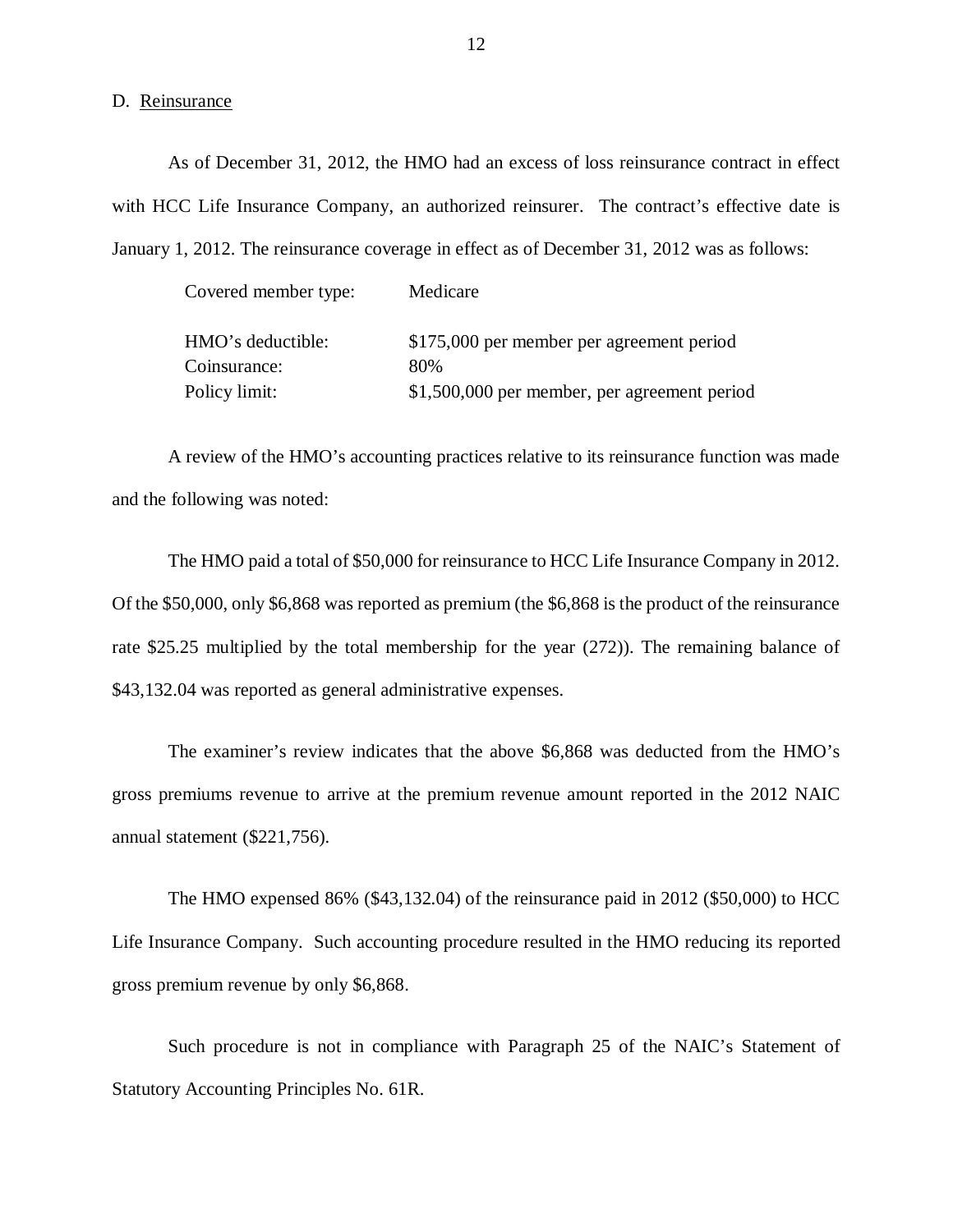D. Reinsurance

As of December 31, 2012, the HMO had an excess of loss reinsurance contract in effect with HCC Life Insurance Company, an authorized reinsurer. The contract's effective date is January 1, 2012. The reinsurance coverage in effect as of December 31, 2012 was as follows:

| | |
|---|---|
| Covered member type: | Medicare |
| HMO's deductible: | $175,000 per member per agreement period |
| Coinsurance: | 80% |
| Policy limit: | $1,500,000 per member, per agreement period |

A review of the HMO's accounting practices relative to its reinsurance function was made and the following was noted:

The HMO paid a total of $50,000 for reinsurance to HCC Life Insurance Company in 2012. Of the $50,000, only $6,868 was reported as premium (the $6,868 is the product of the reinsurance rate $25.25 multiplied by the total membership for the year (272)). The remaining balance of $43,132.04 was reported as general administrative expenses.

The examiner's review indicates that the above $6,868 was deducted from the HMO's gross premiums revenue to arrive at the premium revenue amount reported in the 2012 NAIC annual statement ($221,756).

The HMO expensed 86% ($43,132.04) of the reinsurance paid in 2012 ($50,000) to HCC Life Insurance Company. Such accounting procedure resulted in the HMO reducing its reported gross premium revenue by only $6,868.

Such procedure is not in compliance with Paragraph 25 of the NAIC's Statement of Statutory Accounting Principles No. 61R.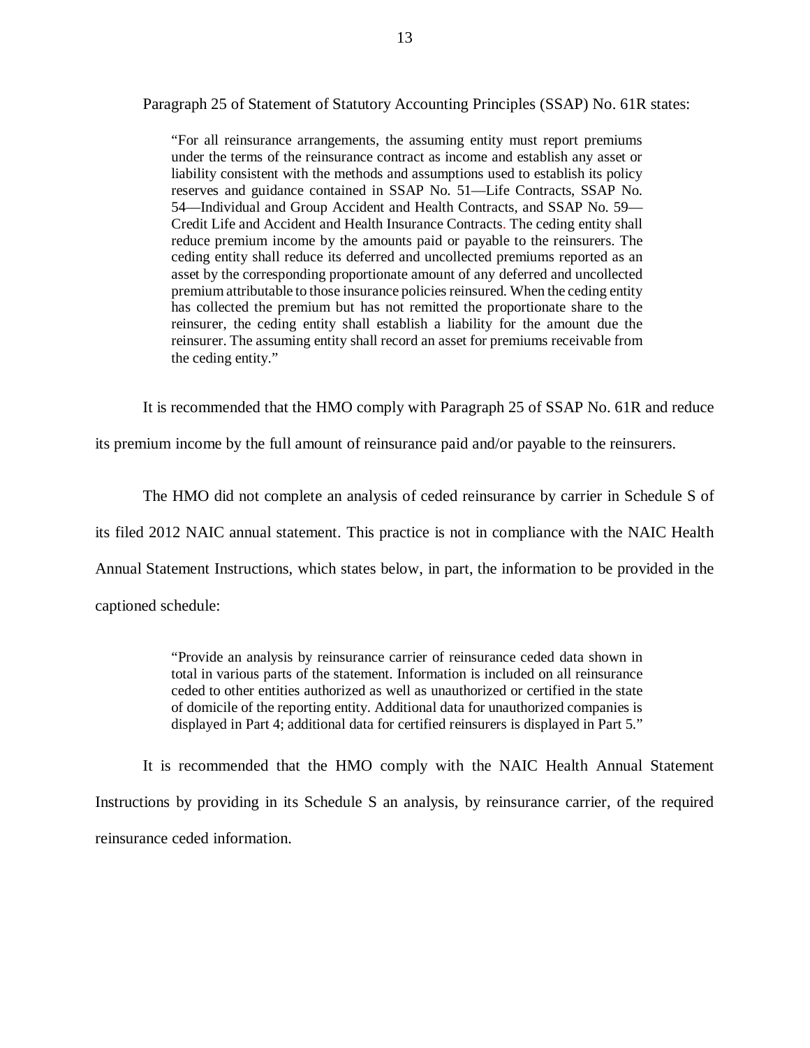Paragraph 25 of Statement of Statutory Accounting Principles (SSAP) No. 61R states:

> "For all reinsurance arrangements, the assuming entity must report premiums under the terms of the reinsurance contract as income and establish any asset or liability consistent with the methods and assumptions used to establish its policy reserves and guidance contained in SSAP No. 51—Life Contracts, SSAP No. 54—Individual and Group Accident and Health Contracts, and SSAP No. 59—Credit Life and Accident and Health Insurance Contracts. The ceding entity shall reduce premium income by the amounts paid or payable to the reinsurers. The ceding entity shall reduce its deferred and uncollected premiums reported as an asset by the corresponding proportionate amount of any deferred and uncollected premium attributable to those insurance policies reinsured. When the ceding entity has collected the premium but has not remitted the proportionate share to the reinsurer, the ceding entity shall establish a liability for the amount due the reinsurer. The assuming entity shall record an asset for premiums receivable from the ceding entity."

It is recommended that the HMO comply with Paragraph 25 of SSAP No. 61R and reduce its premium income by the full amount of reinsurance paid and/or payable to the reinsurers.

The HMO did not complete an analysis of ceded reinsurance by carrier in Schedule S of its filed 2012 NAIC annual statement. This practice is not in compliance with the NAIC Health Annual Statement Instructions, which states below, in part, the information to be provided in the captioned schedule:

> "Provide an analysis by reinsurance carrier of reinsurance ceded data shown in total in various parts of the statement. Information is included on all reinsurance ceded to other entities authorized as well as unauthorized or certified in the state of domicile of the reporting entity. Additional data for unauthorized companies is displayed in Part 4; additional data for certified reinsurers is displayed in Part 5."

It is recommended that the HMO comply with the NAIC Health Annual Statement Instructions by providing in its Schedule S an analysis, by reinsurance carrier, of the required reinsurance ceded information.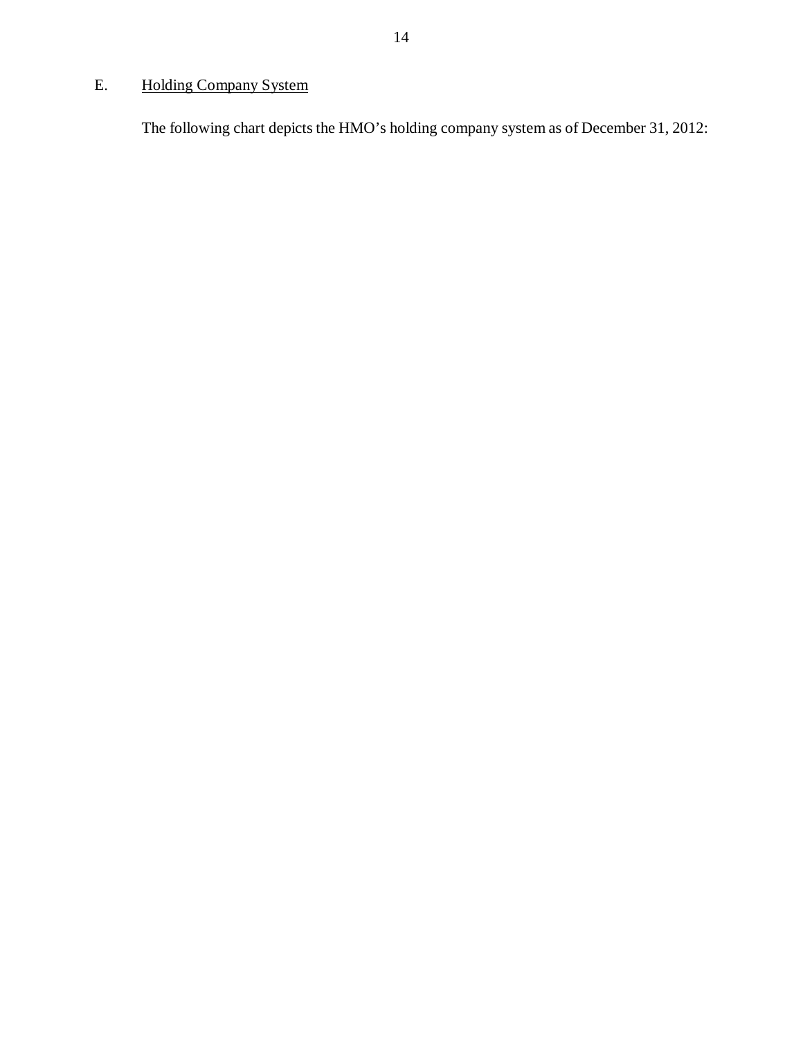## E. Holding Company System

The following chart depicts the HMO's holding company system as of December 31, 2012: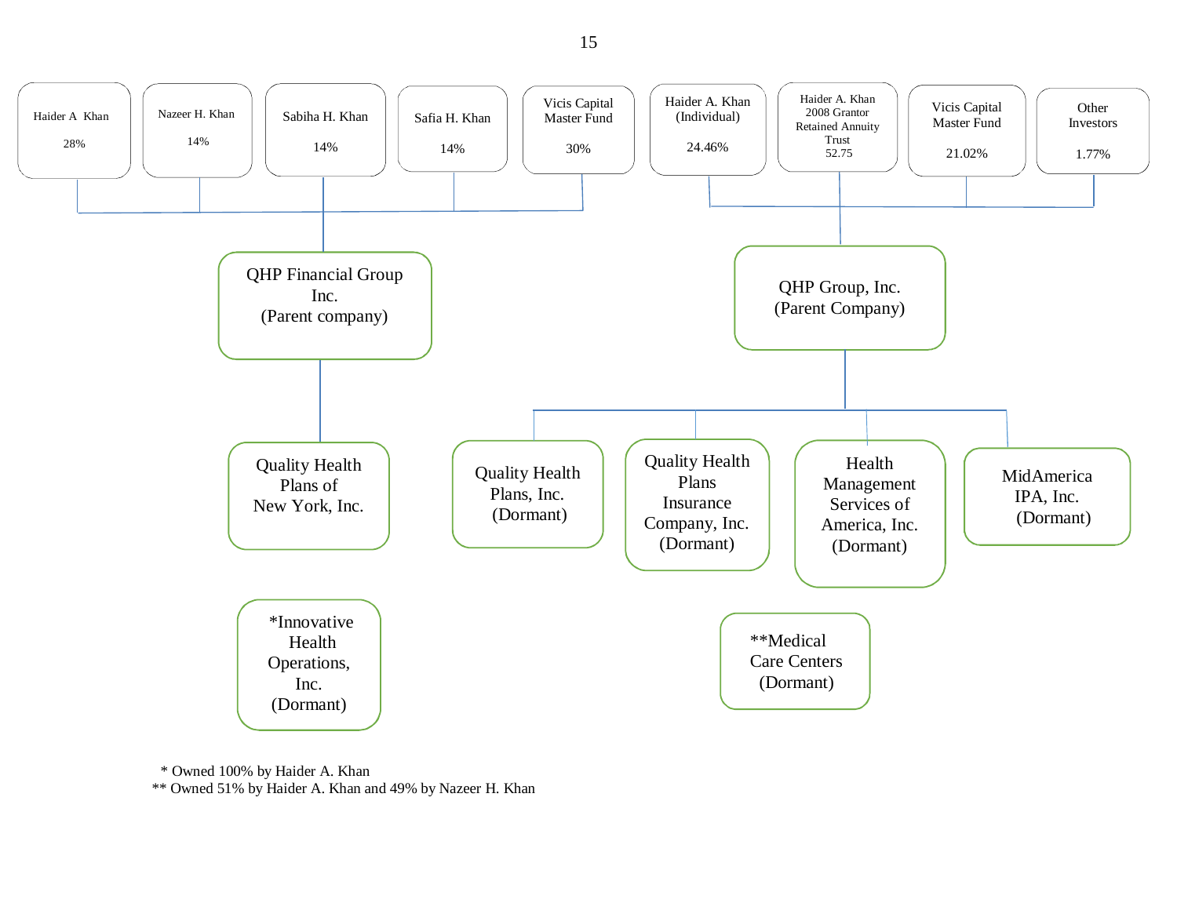Haider A Khan
28%

Nazeer H. Khan
14%

Sabiha H. Khan
14%

Safia H. Khan
14%

Vicis Capital Master Fund
30%

**QHP Financial Group Inc.**
(Parent company)

- Quality Health Plans of New York, Inc.

Haider A. Khan (Individual)
24.46%

Haider A. Khan 2008 Grantor Retained Annuity Trust
52.75

Vicis Capital Master Fund
21.02%

Other Investors
1.77%

**QHP Group, Inc.**
(Parent Company)

- Quality Health Plans, Inc. (Dormant)
- Quality Health Plans Insurance Company, Inc. (Dormant)
- Health Management Services of America, Inc. (Dormant)
- MidAmerica IPA, Inc. (Dormant)

*Innovative Health Operations, Inc. (Dormant)

**Medical Care Centers (Dormant)

\* Owned 100% by Haider A. Khan

\** Owned 51% by Haider A. Khan and 49% by Nazeer H. Khan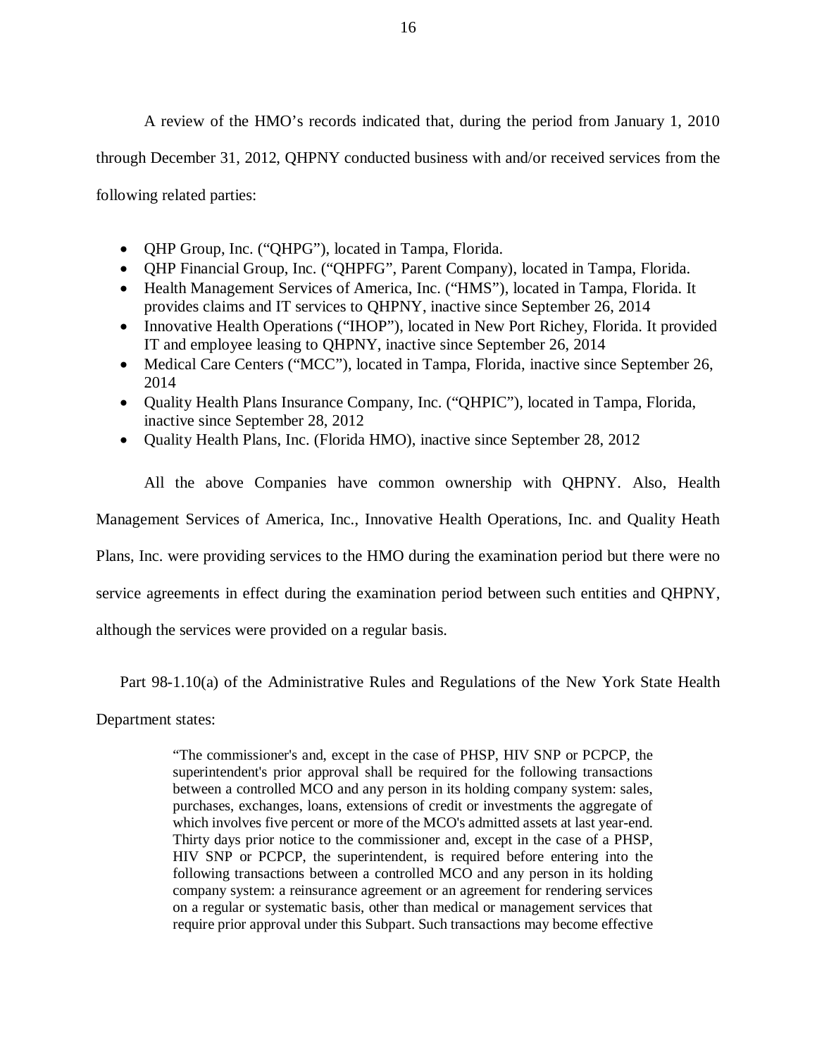A review of the HMO's records indicated that, during the period from January 1, 2010 through December 31, 2012, QHPNY conducted business with and/or received services from the following related parties:

- QHP Group, Inc. ("QHPG"), located in Tampa, Florida.
- QHP Financial Group, Inc. ("QHPFG", Parent Company), located in Tampa, Florida.
- Health Management Services of America, Inc. ("HMS"), located in Tampa, Florida. It provides claims and IT services to QHPNY, inactive since September 26, 2014
- Innovative Health Operations ("IHOP"), located in New Port Richey, Florida. It provided IT and employee leasing to QHPNY, inactive since September 26, 2014
- Medical Care Centers ("MCC"), located in Tampa, Florida, inactive since September 26, 2014
- Quality Health Plans Insurance Company, Inc. ("QHPIC"), located in Tampa, Florida, inactive since September 28, 2012
- Quality Health Plans, Inc. (Florida HMO), inactive since September 28, 2012

All the above Companies have common ownership with QHPNY. Also, Health Management Services of America, Inc., Innovative Health Operations, Inc. and Quality Heath Plans, Inc. were providing services to the HMO during the examination period but there were no service agreements in effect during the examination period between such entities and QHPNY, although the services were provided on a regular basis.

Part 98-1.10(a) of the Administrative Rules and Regulations of the New York State Health Department states:

> "The commissioner's and, except in the case of PHSP, HIV SNP or PCPCP, the superintendent's prior approval shall be required for the following transactions between a controlled MCO and any person in its holding company system: sales, purchases, exchanges, loans, extensions of credit or investments the aggregate of which involves five percent or more of the MCO's admitted assets at last year-end. Thirty days prior notice to the commissioner and, except in the case of a PHSP, HIV SNP or PCPCP, the superintendent, is required before entering into the following transactions between a controlled MCO and any person in its holding company system: a reinsurance agreement or an agreement for rendering services on a regular or systematic basis, other than medical or management services that require prior approval under this Subpart. Such transactions may become effective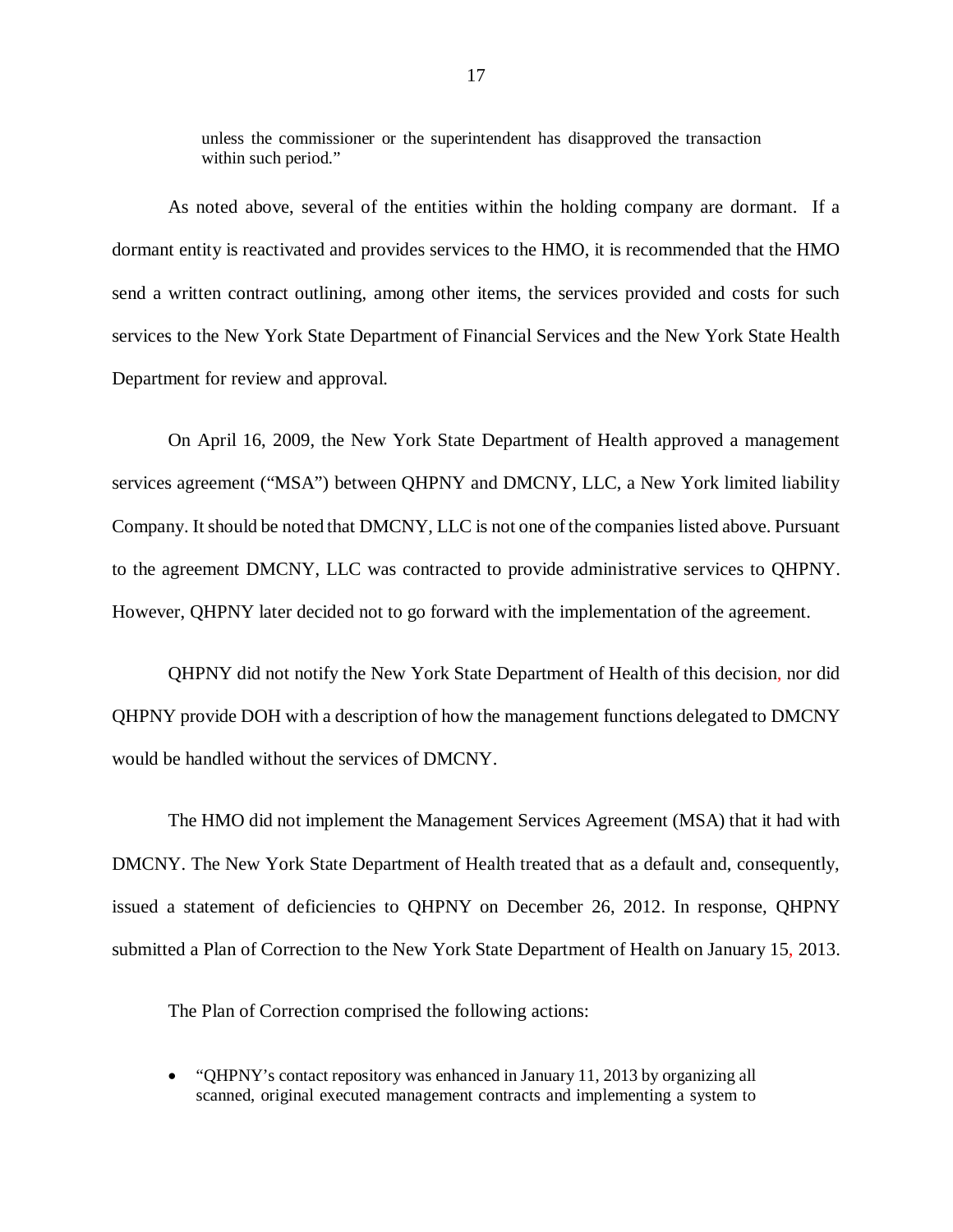unless the commissioner or the superintendent has disapproved the transaction within such period."

As noted above, several of the entities within the holding company are dormant. If a dormant entity is reactivated and provides services to the HMO, it is recommended that the HMO send a written contract outlining, among other items, the services provided and costs for such services to the New York State Department of Financial Services and the New York State Health Department for review and approval.

On April 16, 2009, the New York State Department of Health approved a management services agreement ("MSA") between QHPNY and DMCNY, LLC, a New York limited liability Company. It should be noted that DMCNY, LLC is not one of the companies listed above. Pursuant to the agreement DMCNY, LLC was contracted to provide administrative services to QHPNY. However, QHPNY later decided not to go forward with the implementation of the agreement.

QHPNY did not notify the New York State Department of Health of this decision, nor did QHPNY provide DOH with a description of how the management functions delegated to DMCNY would be handled without the services of DMCNY.

The HMO did not implement the Management Services Agreement (MSA) that it had with DMCNY. The New York State Department of Health treated that as a default and, consequently, issued a statement of deficiencies to QHPNY on December 26, 2012. In response, QHPNY submitted a Plan of Correction to the New York State Department of Health on January 15, 2013.

The Plan of Correction comprised the following actions:

- "QHPNY's contact repository was enhanced in January 11, 2013 by organizing all scanned, original executed management contracts and implementing a system to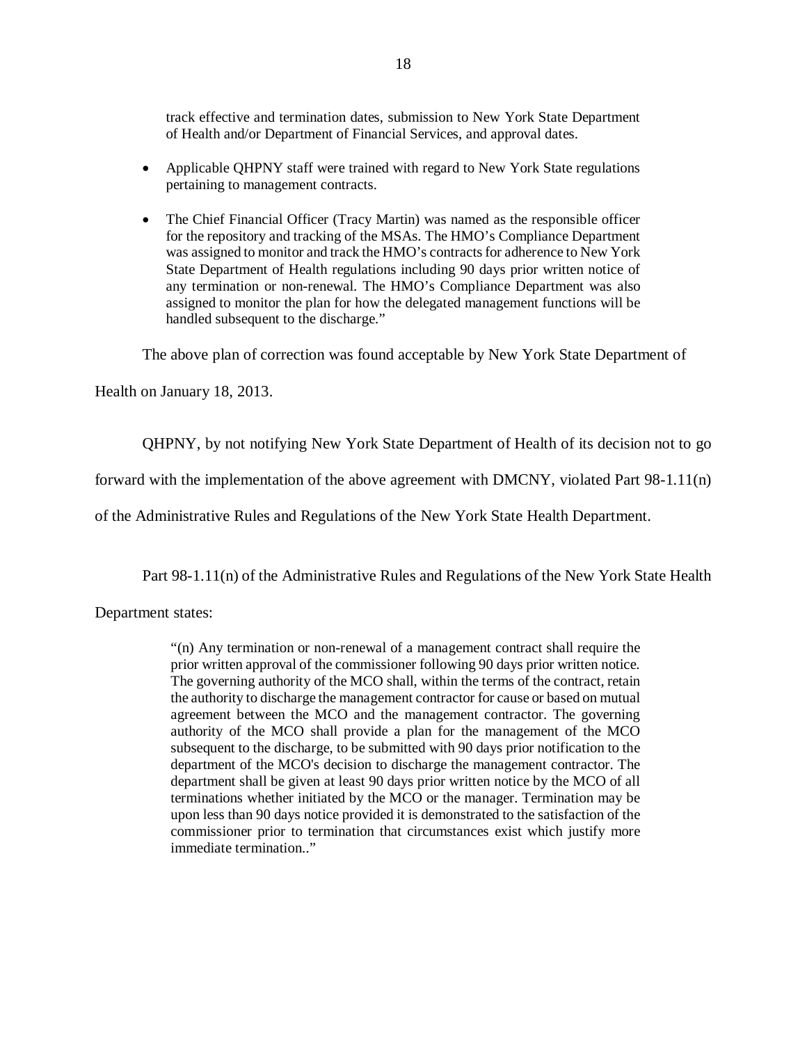track effective and termination dates, submission to New York State Department of Health and/or Department of Financial Services, and approval dates.

- Applicable QHPNY staff were trained with regard to New York State regulations pertaining to management contracts.

- The Chief Financial Officer (Tracy Martin) was named as the responsible officer for the repository and tracking of the MSAs. The HMO's Compliance Department was assigned to monitor and track the HMO's contracts for adherence to New York State Department of Health regulations including 90 days prior written notice of any termination or non-renewal. The HMO's Compliance Department was also assigned to monitor the plan for how the delegated management functions will be handled subsequent to the discharge."

The above plan of correction was found acceptable by New York State Department of Health on January 18, 2013.

QHPNY, by not notifying New York State Department of Health of its decision not to go forward with the implementation of the above agreement with DMCNY, violated Part 98-1.11(n) of the Administrative Rules and Regulations of the New York State Health Department.

Part 98-1.11(n) of the Administrative Rules and Regulations of the New York State Health Department states:

> "(n) Any termination or non-renewal of a management contract shall require the prior written approval of the commissioner following 90 days prior written notice. The governing authority of the MCO shall, within the terms of the contract, retain the authority to discharge the management contractor for cause or based on mutual agreement between the MCO and the management contractor. The governing authority of the MCO shall provide a plan for the management of the MCO subsequent to the discharge, to be submitted with 90 days prior notification to the department of the MCO's decision to discharge the management contractor. The department shall be given at least 90 days prior written notice by the MCO of all terminations whether initiated by the MCO or the manager. Termination may be upon less than 90 days notice provided it is demonstrated to the satisfaction of the commissioner prior to termination that circumstances exist which justify more immediate termination.."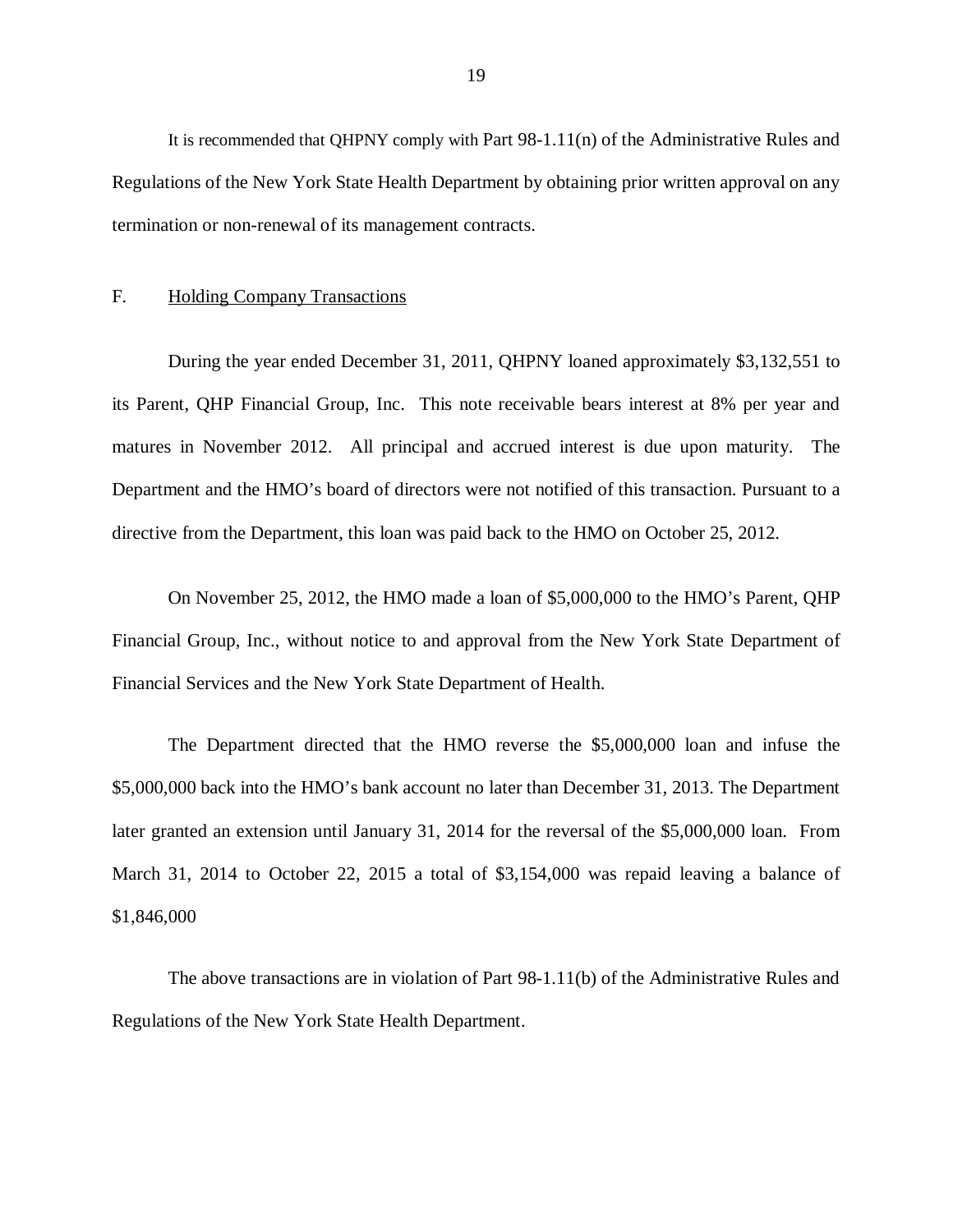It is recommended that QHPNY comply with Part 98-1.11(n) of the Administrative Rules and Regulations of the New York State Health Department by obtaining prior written approval on any termination or non-renewal of its management contracts.

## F. Holding Company Transactions

During the year ended December 31, 2011, QHPNY loaned approximately $3,132,551 to its Parent, QHP Financial Group, Inc. This note receivable bears interest at 8% per year and matures in November 2012. All principal and accrued interest is due upon maturity. The Department and the HMO's board of directors were not notified of this transaction. Pursuant to a directive from the Department, this loan was paid back to the HMO on October 25, 2012.

On November 25, 2012, the HMO made a loan of $5,000,000 to the HMO's Parent, QHP Financial Group, Inc., without notice to and approval from the New York State Department of Financial Services and the New York State Department of Health.

The Department directed that the HMO reverse the $5,000,000 loan and infuse the $5,000,000 back into the HMO's bank account no later than December 31, 2013. The Department later granted an extension until January 31, 2014 for the reversal of the $5,000,000 loan. From March 31, 2014 to October 22, 2015 a total of $3,154,000 was repaid leaving a balance of $1,846,000

The above transactions are in violation of Part 98-1.11(b) of the Administrative Rules and Regulations of the New York State Health Department.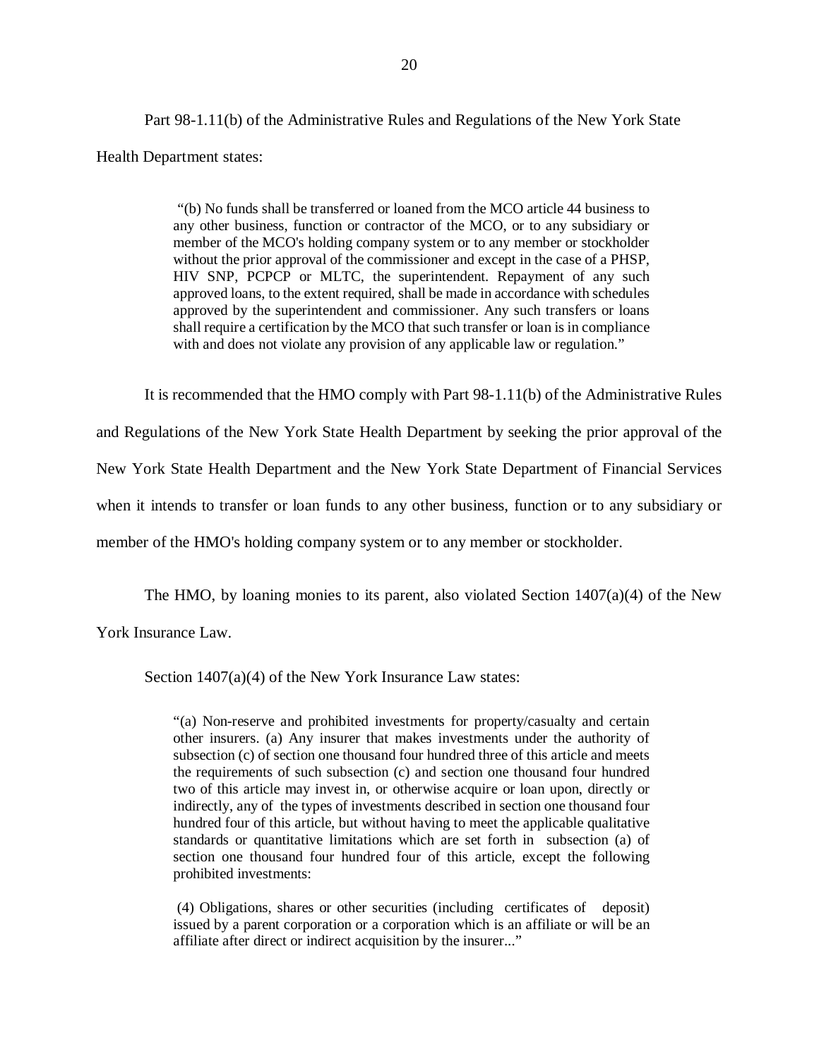Part 98-1.11(b) of the Administrative Rules and Regulations of the New York State Health Department states:

> "(b) No funds shall be transferred or loaned from the MCO article 44 business to any other business, function or contractor of the MCO, or to any subsidiary or member of the MCO's holding company system or to any member or stockholder without the prior approval of the commissioner and except in the case of a PHSP, HIV SNP, PCPCP or MLTC, the superintendent. Repayment of any such approved loans, to the extent required, shall be made in accordance with schedules approved by the superintendent and commissioner. Any such transfers or loans shall require a certification by the MCO that such transfer or loan is in compliance with and does not violate any provision of any applicable law or regulation."

It is recommended that the HMO comply with Part 98-1.11(b) of the Administrative Rules and Regulations of the New York State Health Department by seeking the prior approval of the New York State Health Department and the New York State Department of Financial Services when it intends to transfer or loan funds to any other business, function or to any subsidiary or member of the HMO's holding company system or to any member or stockholder.

The HMO, by loaning monies to its parent, also violated Section 1407(a)(4) of the New York Insurance Law.

Section 1407(a)(4) of the New York Insurance Law states:

> "(a) Non-reserve and prohibited investments for property/casualty and certain other insurers. (a) Any insurer that makes investments under the authority of subsection (c) of section one thousand four hundred three of this article and meets the requirements of such subsection (c) and section one thousand four hundred two of this article may invest in, or otherwise acquire or loan upon, directly or indirectly, any of the types of investments described in section one thousand four hundred four of this article, but without having to meet the applicable qualitative standards or quantitative limitations which are set forth in subsection (a) of section one thousand four hundred four of this article, except the following prohibited investments:
>
> (4) Obligations, shares or other securities (including certificates of deposit) issued by a parent corporation or a corporation which is an affiliate or will be an affiliate after direct or indirect acquisition by the insurer..."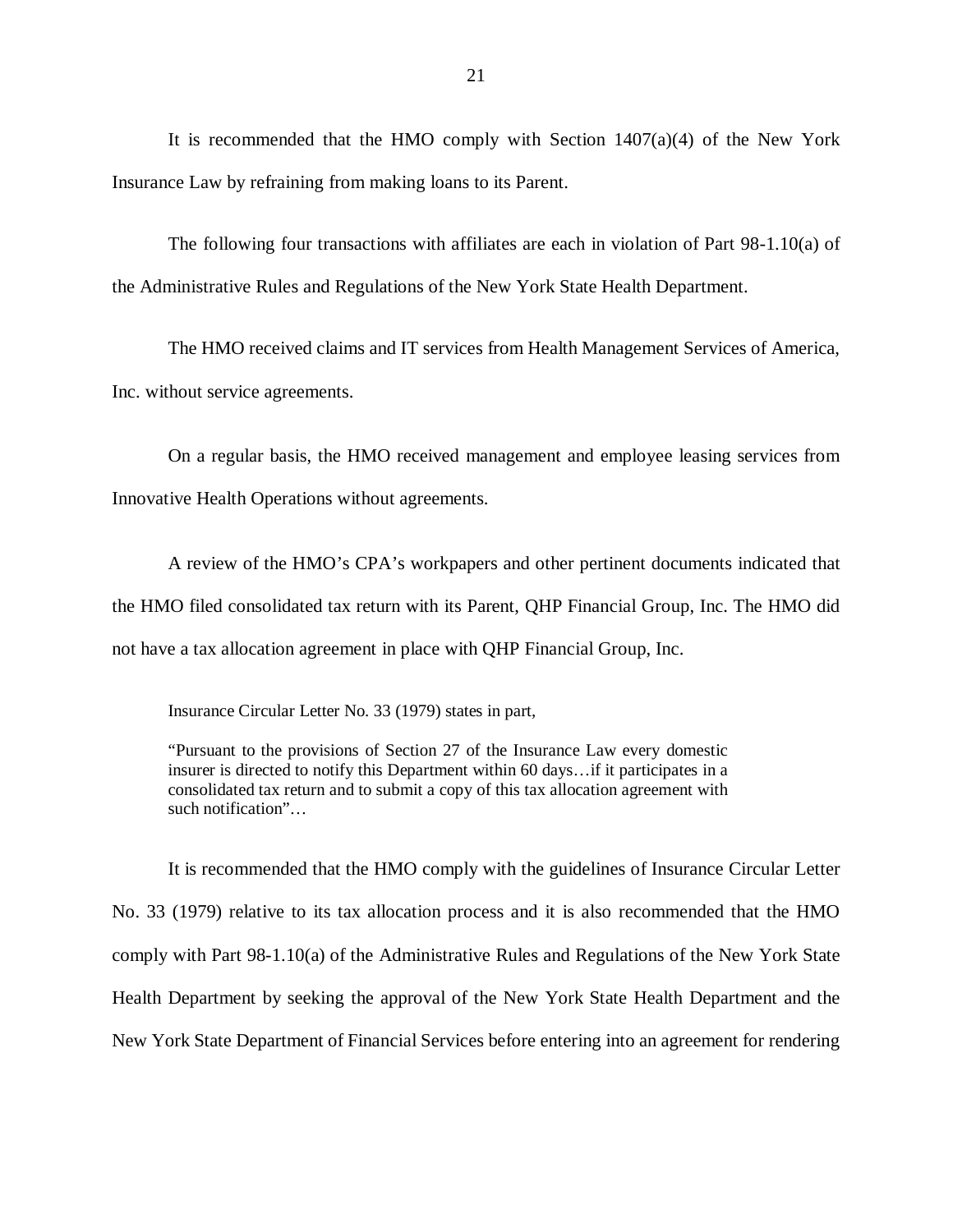It is recommended that the HMO comply with Section 1407(a)(4) of the New York Insurance Law by refraining from making loans to its Parent.

The following four transactions with affiliates are each in violation of Part 98-1.10(a) of the Administrative Rules and Regulations of the New York State Health Department.

The HMO received claims and IT services from Health Management Services of America, Inc. without service agreements.

On a regular basis, the HMO received management and employee leasing services from Innovative Health Operations without agreements.

A review of the HMO's CPA's workpapers and other pertinent documents indicated that the HMO filed consolidated tax return with its Parent, QHP Financial Group, Inc. The HMO did not have a tax allocation agreement in place with QHP Financial Group, Inc.

> Insurance Circular Letter No. 33 (1979) states in part,
>
> "Pursuant to the provisions of Section 27 of the Insurance Law every domestic insurer is directed to notify this Department within 60 days…if it participates in a consolidated tax return and to submit a copy of this tax allocation agreement with such notification"…

It is recommended that the HMO comply with the guidelines of Insurance Circular Letter No. 33 (1979) relative to its tax allocation process and it is also recommended that the HMO comply with Part 98-1.10(a) of the Administrative Rules and Regulations of the New York State Health Department by seeking the approval of the New York State Health Department and the New York State Department of Financial Services before entering into an agreement for rendering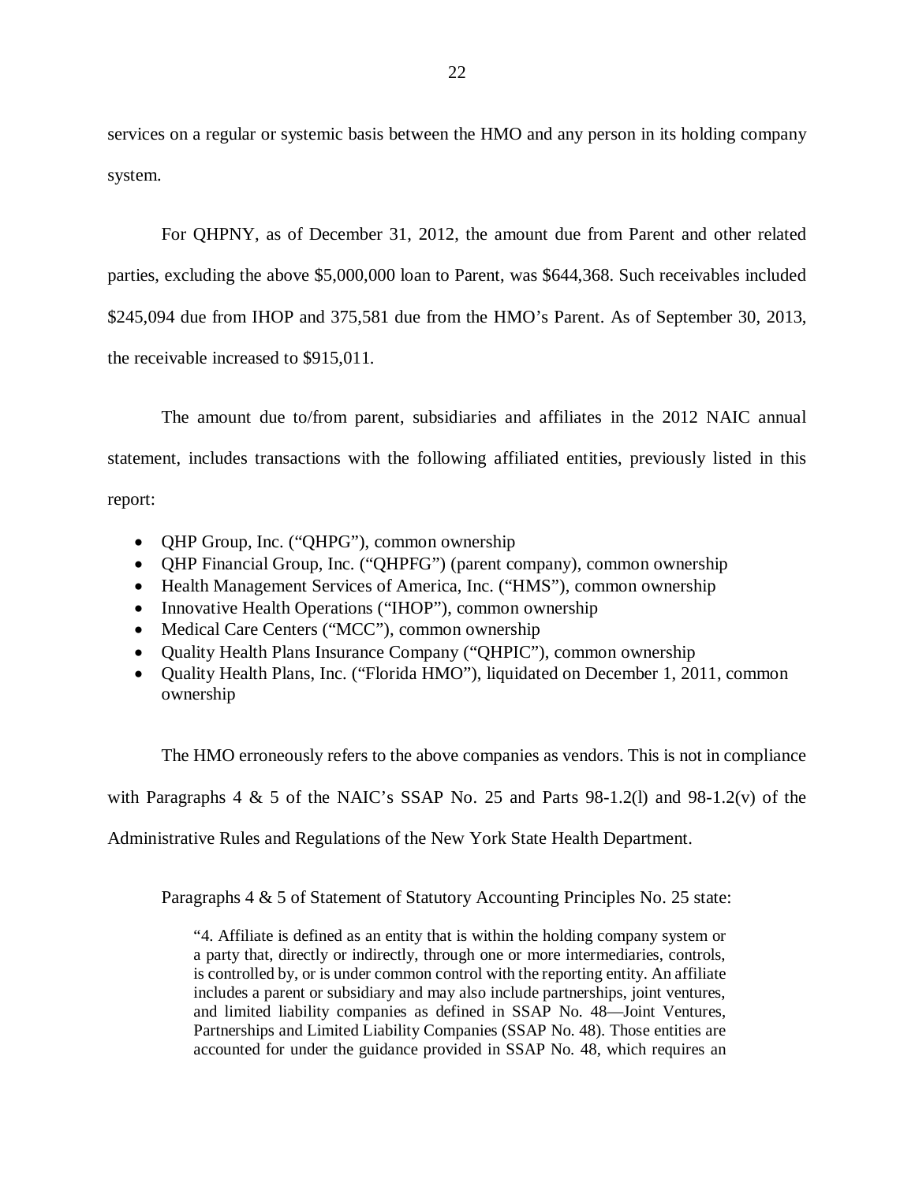services on a regular or systemic basis between the HMO and any person in its holding company system.

For QHPNY, as of December 31, 2012, the amount due from Parent and other related parties, excluding the above $5,000,000 loan to Parent, was $644,368. Such receivables included $245,094 due from IHOP and 375,581 due from the HMO's Parent. As of September 30, 2013, the receivable increased to $915,011.

The amount due to/from parent, subsidiaries and affiliates in the 2012 NAIC annual statement, includes transactions with the following affiliated entities, previously listed in this report:

- QHP Group, Inc. ("QHPG"), common ownership
- QHP Financial Group, Inc. ("QHPFG") (parent company), common ownership
- Health Management Services of America, Inc. ("HMS"), common ownership
- Innovative Health Operations ("IHOP"), common ownership
- Medical Care Centers ("MCC"), common ownership
- Quality Health Plans Insurance Company ("QHPIC"), common ownership
- Quality Health Plans, Inc. ("Florida HMO"), liquidated on December 1, 2011, common ownership

The HMO erroneously refers to the above companies as vendors. This is not in compliance with Paragraphs 4 & 5 of the NAIC's SSAP No. 25 and Parts 98-1.2(l) and 98-1.2(v) of the Administrative Rules and Regulations of the New York State Health Department.

Paragraphs 4 & 5 of Statement of Statutory Accounting Principles No. 25 state:

> "4. Affiliate is defined as an entity that is within the holding company system or a party that, directly or indirectly, through one or more intermediaries, controls, is controlled by, or is under common control with the reporting entity. An affiliate includes a parent or subsidiary and may also include partnerships, joint ventures, and limited liability companies as defined in SSAP No. 48—Joint Ventures, Partnerships and Limited Liability Companies (SSAP No. 48). Those entities are accounted for under the guidance provided in SSAP No. 48, which requires an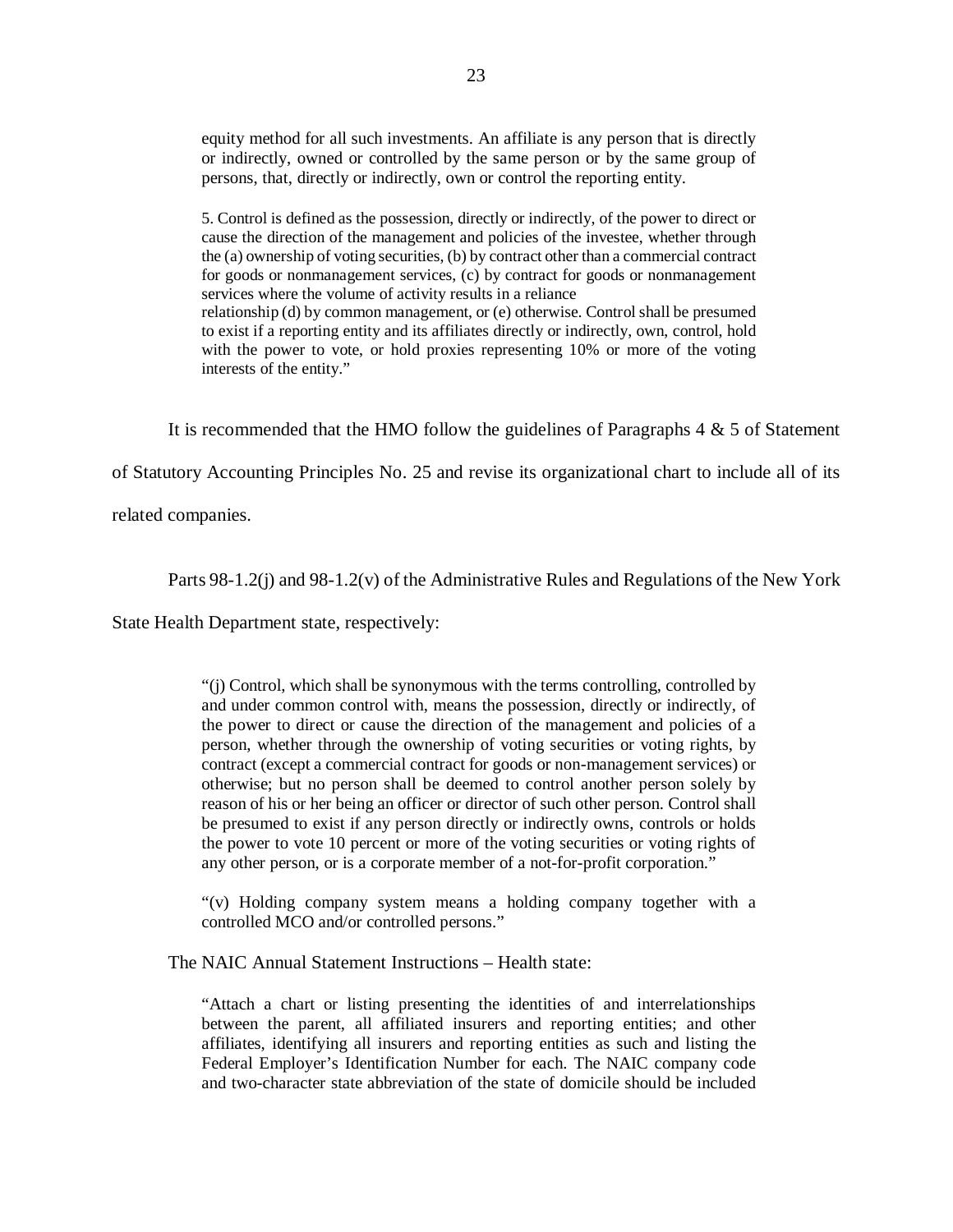> equity method for all such investments. An affiliate is any person that is directly or indirectly, owned or controlled by the same person or by the same group of persons, that, directly or indirectly, own or control the reporting entity.
>
> 5. Control is defined as the possession, directly or indirectly, of the power to direct or cause the direction of the management and policies of the investee, whether through the (a) ownership of voting securities, (b) by contract other than a commercial contract for goods or nonmanagement services, (c) by contract for goods or nonmanagement services where the volume of activity results in a reliance relationship (d) by common management, or (e) otherwise. Control shall be presumed to exist if a reporting entity and its affiliates directly or indirectly, own, control, hold with the power to vote, or hold proxies representing 10% or more of the voting interests of the entity."

It is recommended that the HMO follow the guidelines of Paragraphs 4 & 5 of Statement of Statutory Accounting Principles No. 25 and revise its organizational chart to include all of its related companies.

Parts 98-1.2(j) and 98-1.2(v) of the Administrative Rules and Regulations of the New York State Health Department state, respectively:

> "(j) Control, which shall be synonymous with the terms controlling, controlled by and under common control with, means the possession, directly or indirectly, of the power to direct or cause the direction of the management and policies of a person, whether through the ownership of voting securities or voting rights, by contract (except a commercial contract for goods or non-management services) or otherwise; but no person shall be deemed to control another person solely by reason of his or her being an officer or director of such other person. Control shall be presumed to exist if any person directly or indirectly owns, controls or holds the power to vote 10 percent or more of the voting securities or voting rights of any other person, or is a corporate member of a not-for-profit corporation."
>
> "(v) Holding company system means a holding company together with a controlled MCO and/or controlled persons."

The NAIC Annual Statement Instructions – Health state:

> "Attach a chart or listing presenting the identities of and interrelationships between the parent, all affiliated insurers and reporting entities; and other affiliates, identifying all insurers and reporting entities as such and listing the Federal Employer's Identification Number for each. The NAIC company code and two-character state abbreviation of the state of domicile should be included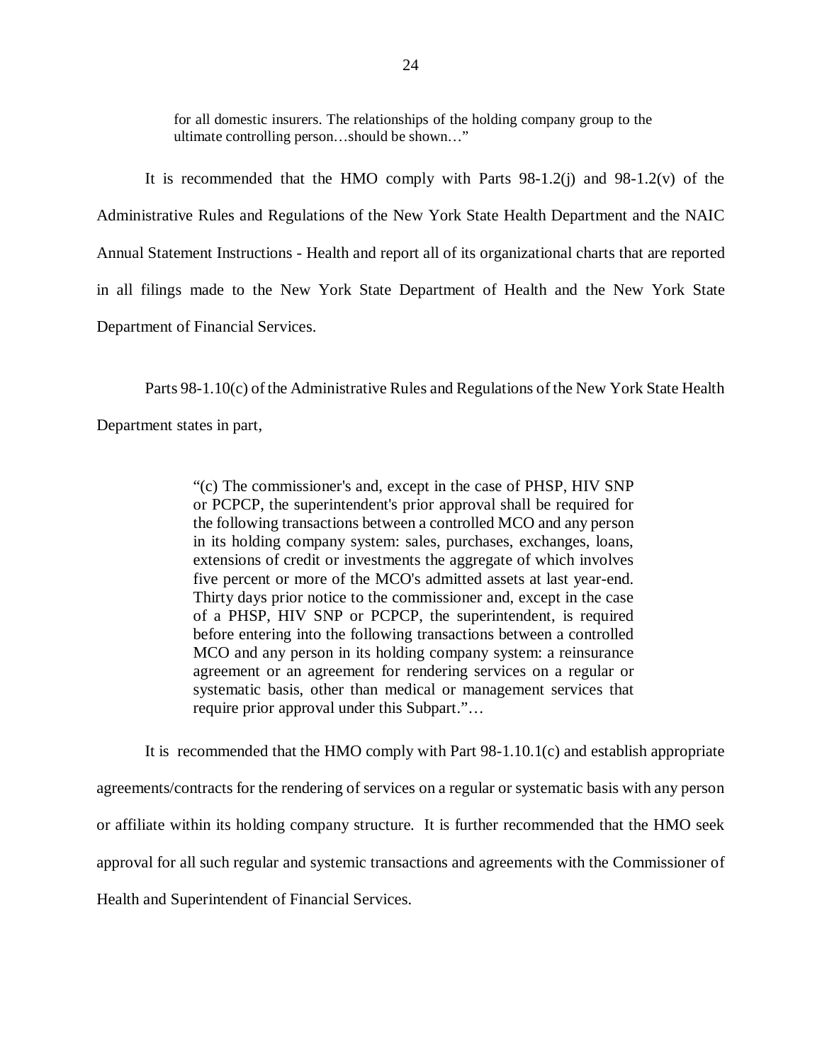> for all domestic insurers. The relationships of the holding company group to the ultimate controlling person…should be shown…"

It is recommended that the HMO comply with Parts 98-1.2(j) and 98-1.2(v) of the Administrative Rules and Regulations of the New York State Health Department and the NAIC Annual Statement Instructions - Health and report all of its organizational charts that are reported in all filings made to the New York State Department of Health and the New York State Department of Financial Services.

Parts 98-1.10(c) of the Administrative Rules and Regulations of the New York State Health Department states in part,

> "(c) The commissioner's and, except in the case of PHSP, HIV SNP or PCPCP, the superintendent's prior approval shall be required for the following transactions between a controlled MCO and any person in its holding company system: sales, purchases, exchanges, loans, extensions of credit or investments the aggregate of which involves five percent or more of the MCO's admitted assets at last year-end. Thirty days prior notice to the commissioner and, except in the case of a PHSP, HIV SNP or PCPCP, the superintendent, is required before entering into the following transactions between a controlled MCO and any person in its holding company system: a reinsurance agreement or an agreement for rendering services on a regular or systematic basis, other than medical or management services that require prior approval under this Subpart."…

It is recommended that the HMO comply with Part 98-1.10.1(c) and establish appropriate agreements/contracts for the rendering of services on a regular or systematic basis with any person or affiliate within its holding company structure. It is further recommended that the HMO seek approval for all such regular and systemic transactions and agreements with the Commissioner of Health and Superintendent of Financial Services.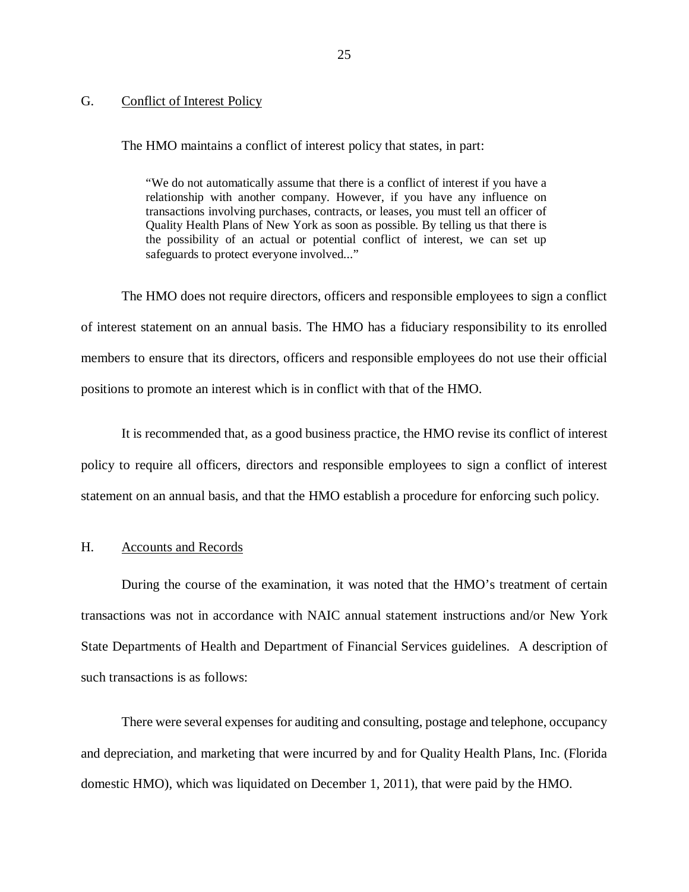## G. Conflict of Interest Policy

The HMO maintains a conflict of interest policy that states, in part:

> "We do not automatically assume that there is a conflict of interest if you have a relationship with another company. However, if you have any influence on transactions involving purchases, contracts, or leases, you must tell an officer of Quality Health Plans of New York as soon as possible. By telling us that there is the possibility of an actual or potential conflict of interest, we can set up safeguards to protect everyone involved..."

The HMO does not require directors, officers and responsible employees to sign a conflict of interest statement on an annual basis. The HMO has a fiduciary responsibility to its enrolled members to ensure that its directors, officers and responsible employees do not use their official positions to promote an interest which is in conflict with that of the HMO.

It is recommended that, as a good business practice, the HMO revise its conflict of interest policy to require all officers, directors and responsible employees to sign a conflict of interest statement on an annual basis, and that the HMO establish a procedure for enforcing such policy.

## H. Accounts and Records

During the course of the examination, it was noted that the HMO's treatment of certain transactions was not in accordance with NAIC annual statement instructions and/or New York State Departments of Health and Department of Financial Services guidelines. A description of such transactions is as follows:

There were several expenses for auditing and consulting, postage and telephone, occupancy and depreciation, and marketing that were incurred by and for Quality Health Plans, Inc. (Florida domestic HMO), which was liquidated on December 1, 2011), that were paid by the HMO.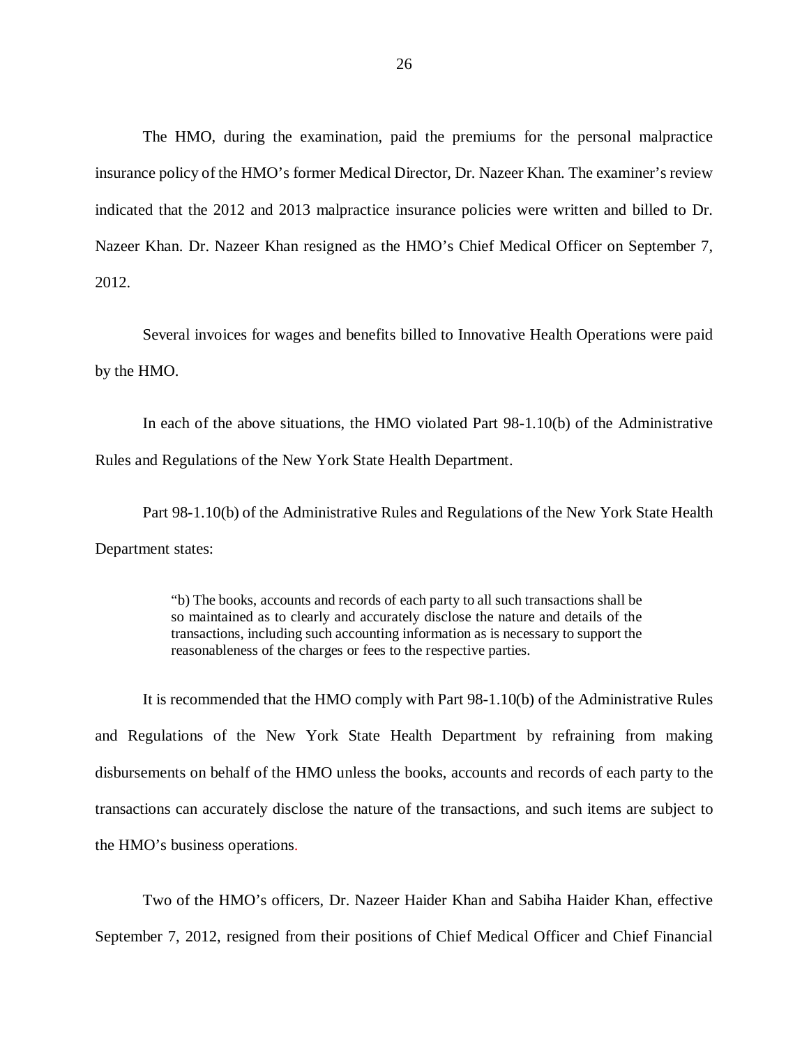The HMO, during the examination, paid the premiums for the personal malpractice insurance policy of the HMO's former Medical Director, Dr. Nazeer Khan. The examiner's review indicated that the 2012 and 2013 malpractice insurance policies were written and billed to Dr. Nazeer Khan. Dr. Nazeer Khan resigned as the HMO's Chief Medical Officer on September 7, 2012.

Several invoices for wages and benefits billed to Innovative Health Operations were paid by the HMO.

In each of the above situations, the HMO violated Part 98-1.10(b) of the Administrative Rules and Regulations of the New York State Health Department.

Part 98-1.10(b) of the Administrative Rules and Regulations of the New York State Health Department states:

> "b) The books, accounts and records of each party to all such transactions shall be so maintained as to clearly and accurately disclose the nature and details of the transactions, including such accounting information as is necessary to support the reasonableness of the charges or fees to the respective parties.

It is recommended that the HMO comply with Part 98-1.10(b) of the Administrative Rules and Regulations of the New York State Health Department by refraining from making disbursements on behalf of the HMO unless the books, accounts and records of each party to the transactions can accurately disclose the nature of the transactions, and such items are subject to the HMO's business operations.

Two of the HMO's officers, Dr. Nazeer Haider Khan and Sabiha Haider Khan, effective September 7, 2012, resigned from their positions of Chief Medical Officer and Chief Financial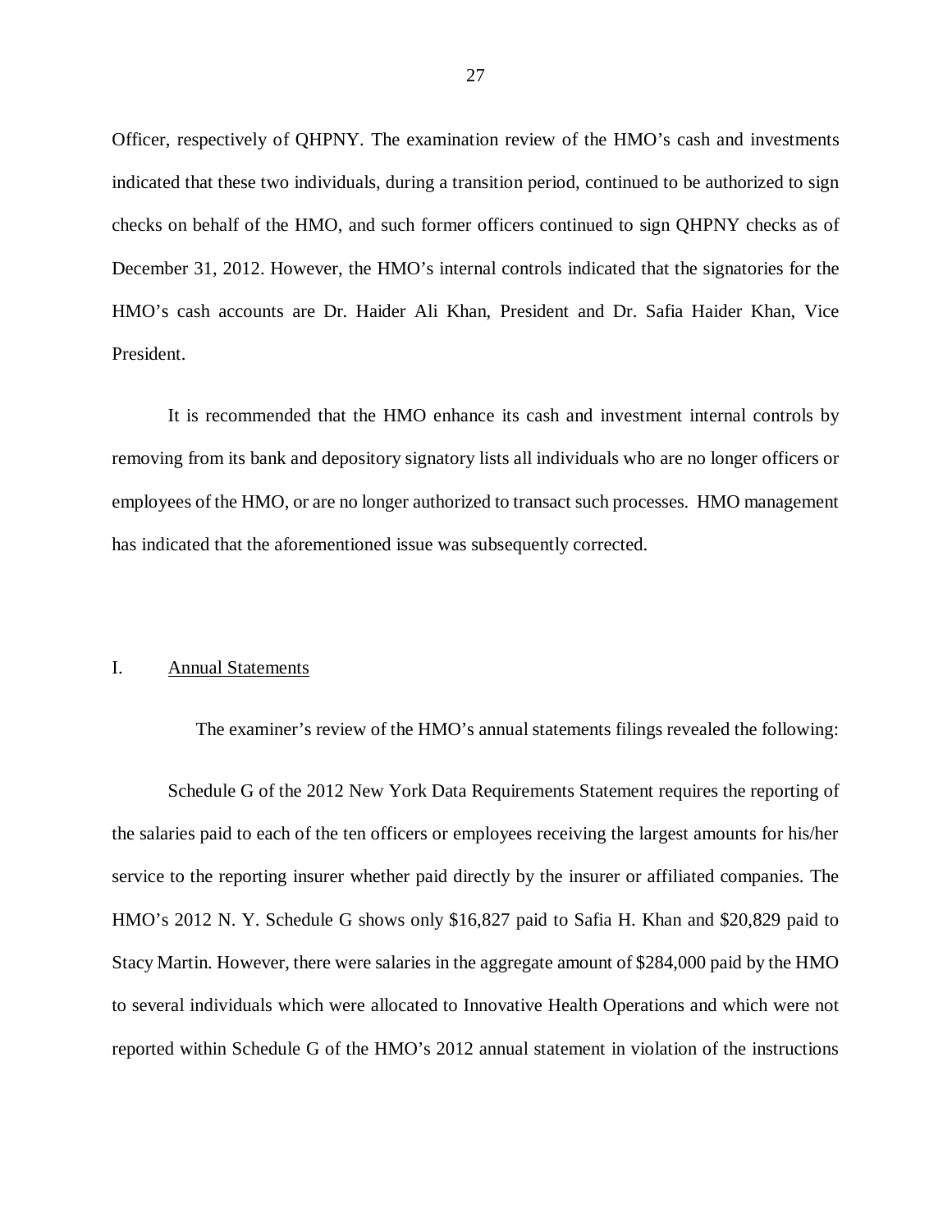Officer, respectively of QHPNY. The examination review of the HMO's cash and investments indicated that these two individuals, during a transition period, continued to be authorized to sign checks on behalf of the HMO, and such former officers continued to sign QHPNY checks as of December 31, 2012. However, the HMO's internal controls indicated that the signatories for the HMO's cash accounts are Dr. Haider Ali Khan, President and Dr. Safia Haider Khan, Vice President.

It is recommended that the HMO enhance its cash and investment internal controls by removing from its bank and depository signatory lists all individuals who are no longer officers or employees of the HMO, or are no longer authorized to transact such processes. HMO management has indicated that the aforementioned issue was subsequently corrected.

## I. Annual Statements

The examiner's review of the HMO's annual statements filings revealed the following:

Schedule G of the 2012 New York Data Requirements Statement requires the reporting of the salaries paid to each of the ten officers or employees receiving the largest amounts for his/her service to the reporting insurer whether paid directly by the insurer or affiliated companies. The HMO's 2012 N. Y. Schedule G shows only $16,827 paid to Safia H. Khan and $20,829 paid to Stacy Martin. However, there were salaries in the aggregate amount of $284,000 paid by the HMO to several individuals which were allocated to Innovative Health Operations and which were not reported within Schedule G of the HMO's 2012 annual statement in violation of the instructions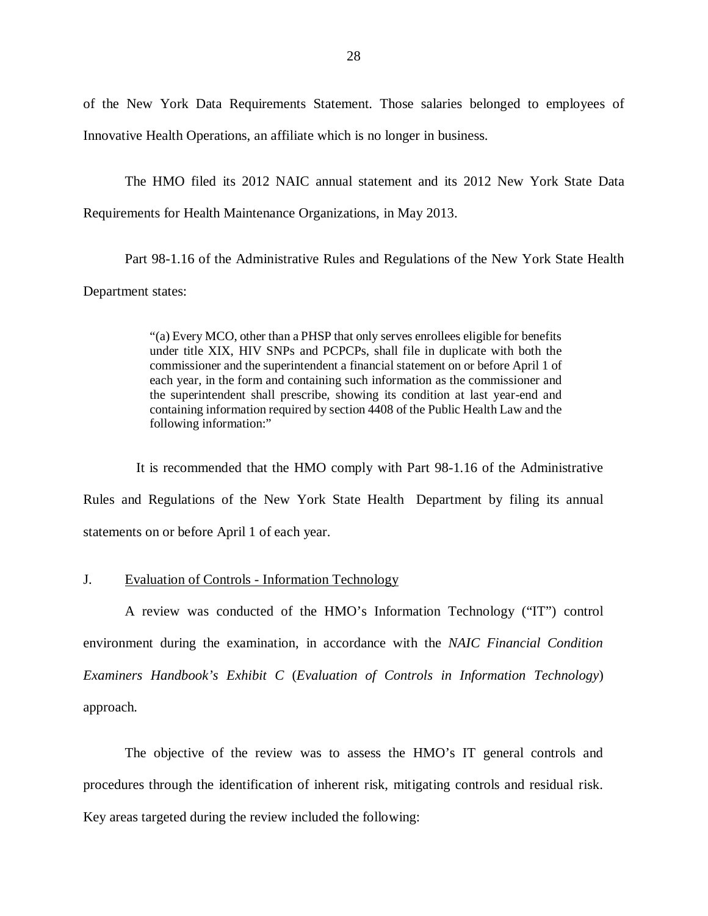of the New York Data Requirements Statement. Those salaries belonged to employees of Innovative Health Operations, an affiliate which is no longer in business.

The HMO filed its 2012 NAIC annual statement and its 2012 New York State Data Requirements for Health Maintenance Organizations, in May 2013.

Part 98-1.16 of the Administrative Rules and Regulations of the New York State Health Department states:

> "(a) Every MCO, other than a PHSP that only serves enrollees eligible for benefits under title XIX, HIV SNPs and PCPCPs, shall file in duplicate with both the commissioner and the superintendent a financial statement on or before April 1 of each year, in the form and containing such information as the commissioner and the superintendent shall prescribe, showing its condition at last year-end and containing information required by section 4408 of the Public Health Law and the following information:"

It is recommended that the HMO comply with Part 98-1.16 of the Administrative Rules and Regulations of the New York State Health Department by filing its annual statements on or before April 1 of each year.

## J. Evaluation of Controls - Information Technology

A review was conducted of the HMO's Information Technology ("IT") control environment during the examination, in accordance with the *NAIC Financial Condition Examiners Handbook's Exhibit C* (*Evaluation of Controls in Information Technology*) approach.

The objective of the review was to assess the HMO's IT general controls and procedures through the identification of inherent risk, mitigating controls and residual risk. Key areas targeted during the review included the following: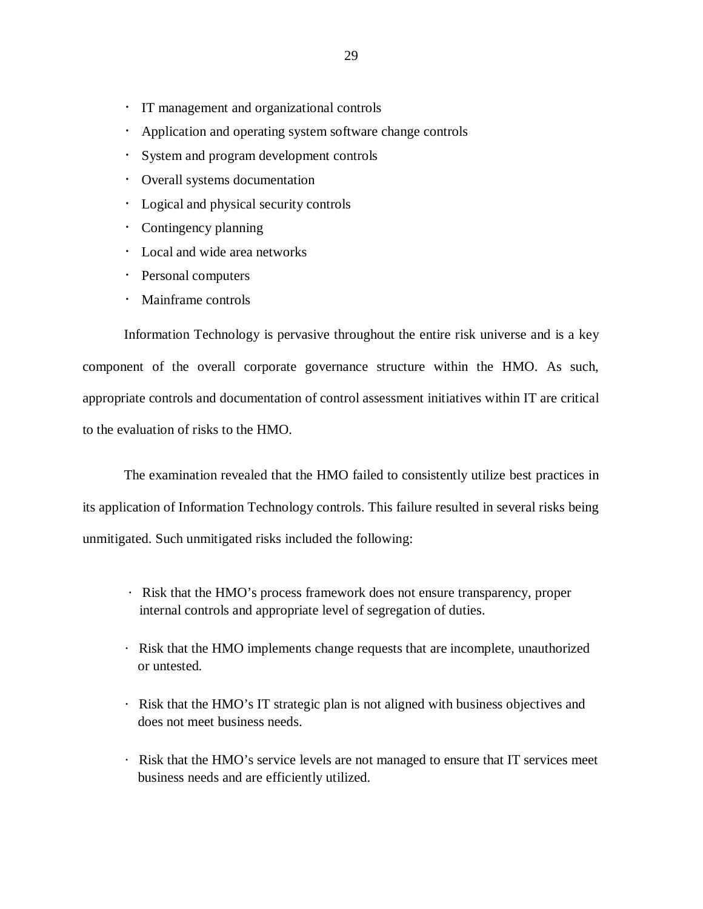- IT management and organizational controls
- Application and operating system software change controls
- System and program development controls
- Overall systems documentation
- Logical and physical security controls
- Contingency planning
- Local and wide area networks
- Personal computers
- Mainframe controls

Information Technology is pervasive throughout the entire risk universe and is a key component of the overall corporate governance structure within the HMO. As such, appropriate controls and documentation of control assessment initiatives within IT are critical to the evaluation of risks to the HMO.

The examination revealed that the HMO failed to consistently utilize best practices in its application of Information Technology controls. This failure resulted in several risks being unmitigated. Such unmitigated risks included the following:

- Risk that the HMO's process framework does not ensure transparency, proper internal controls and appropriate level of segregation of duties.

- Risk that the HMO implements change requests that are incomplete, unauthorized or untested.

- Risk that the HMO's IT strategic plan is not aligned with business objectives and does not meet business needs.

- Risk that the HMO's service levels are not managed to ensure that IT services meet business needs and are efficiently utilized.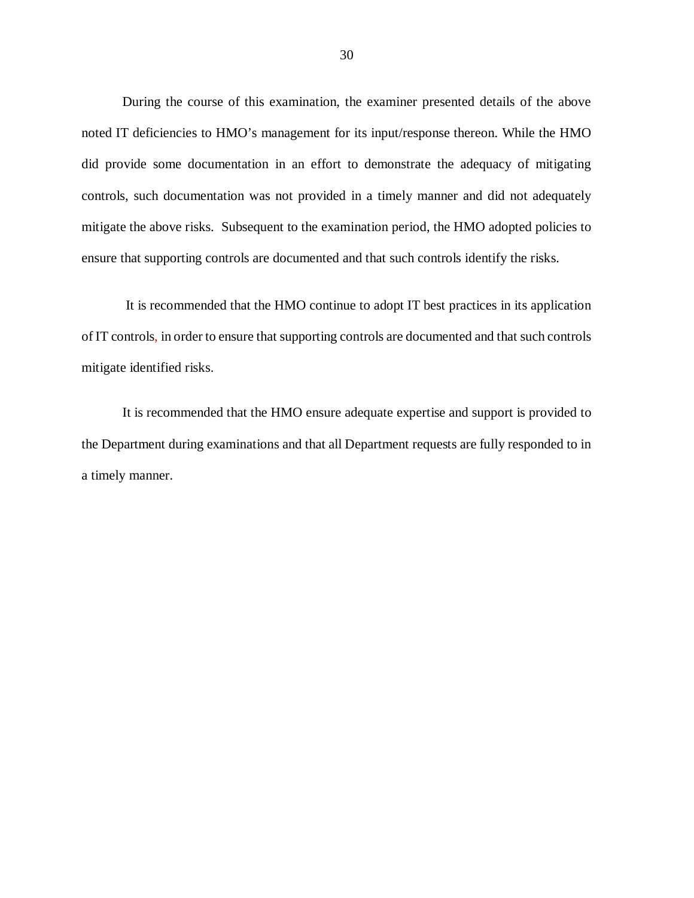During the course of this examination, the examiner presented details of the above noted IT deficiencies to HMO's management for its input/response thereon. While the HMO did provide some documentation in an effort to demonstrate the adequacy of mitigating controls, such documentation was not provided in a timely manner and did not adequately mitigate the above risks. Subsequent to the examination period, the HMO adopted policies to ensure that supporting controls are documented and that such controls identify the risks.

It is recommended that the HMO continue to adopt IT best practices in its application of IT controls, in order to ensure that supporting controls are documented and that such controls mitigate identified risks.

It is recommended that the HMO ensure adequate expertise and support is provided to the Department during examinations and that all Department requests are fully responded to in a timely manner.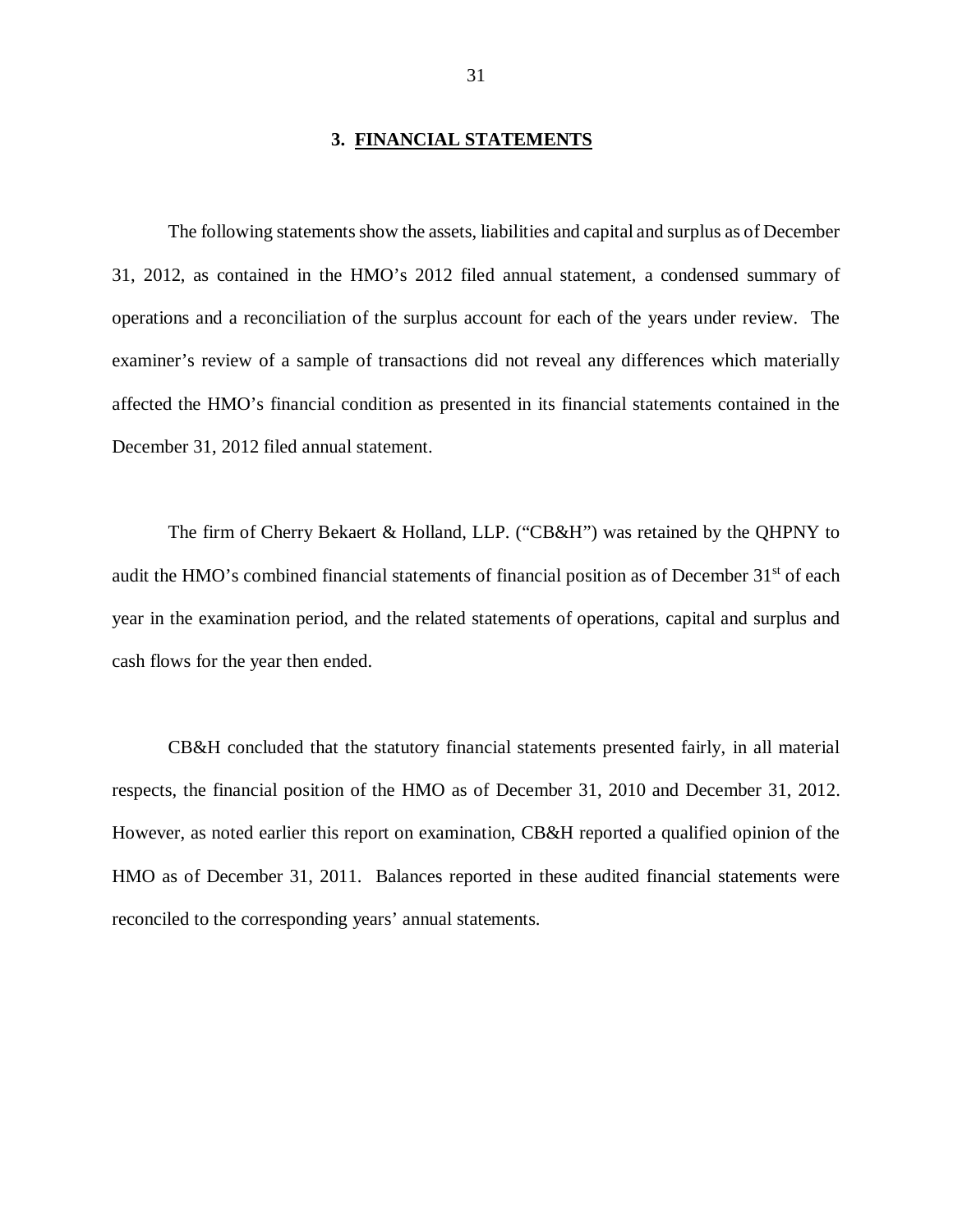## 3. FINANCIAL STATEMENTS

The following statements show the assets, liabilities and capital and surplus as of December 31, 2012, as contained in the HMO's 2012 filed annual statement, a condensed summary of operations and a reconciliation of the surplus account for each of the years under review. The examiner's review of a sample of transactions did not reveal any differences which materially affected the HMO's financial condition as presented in its financial statements contained in the December 31, 2012 filed annual statement.

The firm of Cherry Bekaert & Holland, LLP. ("CB&H") was retained by the QHPNY to audit the HMO's combined financial statements of financial position as of December 31st of each year in the examination period, and the related statements of operations, capital and surplus and cash flows for the year then ended.

CB&H concluded that the statutory financial statements presented fairly, in all material respects, the financial position of the HMO as of December 31, 2010 and December 31, 2012. However, as noted earlier this report on examination, CB&H reported a qualified opinion of the HMO as of December 31, 2011. Balances reported in these audited financial statements were reconciled to the corresponding years' annual statements.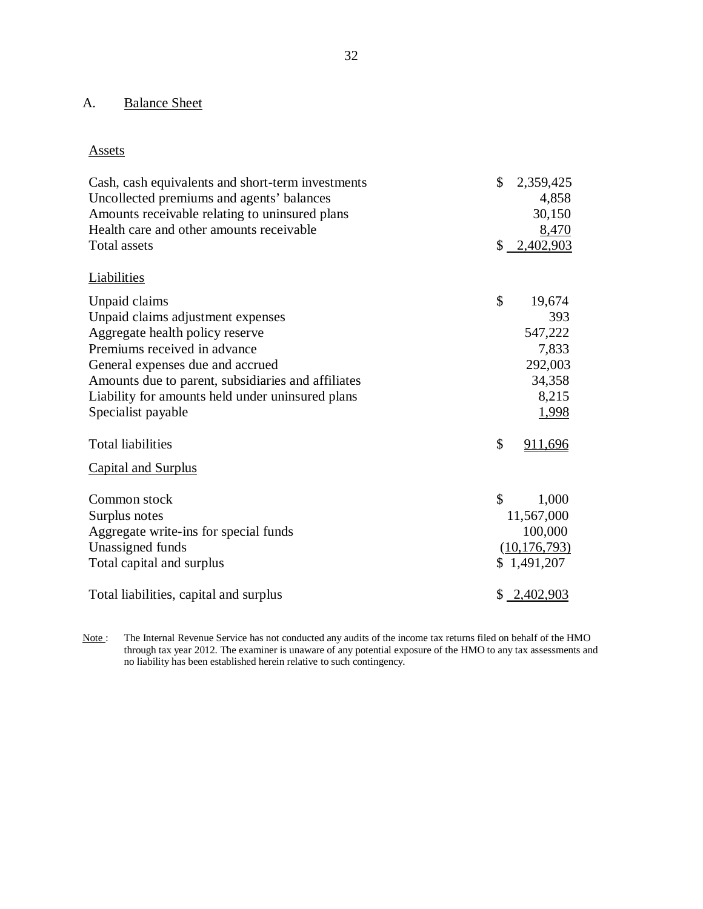## A. Balance Sheet

### Assets

| | |
|---|---|
| Cash, cash equivalents and short-term investments | $ 2,359,425 |
| Uncollected premiums and agents' balances | 4,858 |
| Amounts receivable relating to uninsured plans | 30,150 |
| Health care and other amounts receivable | 8,470 |
| Total assets | $ 2,402,903 |

### Liabilities

| | |
|---|---|
| Unpaid claims | $ 19,674 |
| Unpaid claims adjustment expenses | 393 |
| Aggregate health policy reserve | 547,222 |
| Premiums received in advance | 7,833 |
| General expenses due and accrued | 292,003 |
| Amounts due to parent, subsidiaries and affiliates | 34,358 |
| Liability for amounts held under uninsured plans | 8,215 |
| Specialist payable | 1,998 |
| Total liabilities | $ 911,696 |

### Capital and Surplus

| | |
|---|---|
| Common stock | $ 1,000 |
| Surplus notes | 11,567,000 |
| Aggregate write-ins for special funds | 100,000 |
| Unassigned funds | (10,176,793) |
| Total capital and surplus | $ 1,491,207 |
| Total liabilities, capital and surplus | $ 2,402,903 |

Note : The Internal Revenue Service has not conducted any audits of the income tax returns filed on behalf of the HMO through tax year 2012. The examiner is unaware of any potential exposure of the HMO to any tax assessments and no liability has been established herein relative to such contingency.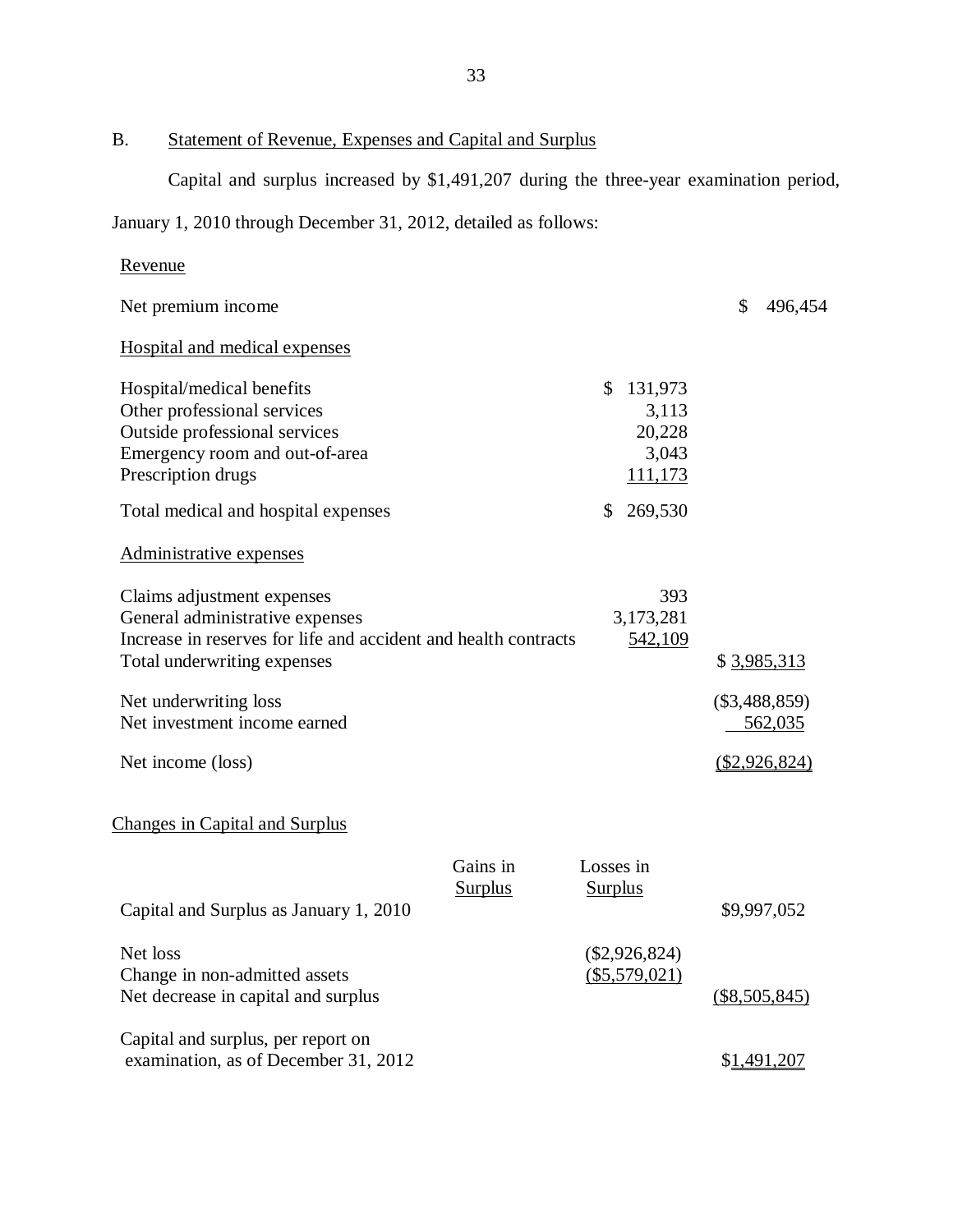## B. Statement of Revenue, Expenses and Capital and Surplus

Capital and surplus increased by $1,491,207 during the three-year examination period, January 1, 2010 through December 31, 2012, detailed as follows:

| Revenue | | |
|---|---|---|
| Net premium income | | $ 496,454 |
| **Hospital and medical expenses** | | |
| Hospital/medical benefits | $ 131,973 | |
| Other professional services | 3,113 | |
| Outside professional services | 20,228 | |
| Emergency room and out-of-area | 3,043 | |
| Prescription drugs | 111,173 | |
| Total medical and hospital expenses | $ 269,530 | |
| **Administrative expenses** | | |
| Claims adjustment expenses | 393 | |
| General administrative expenses | 3,173,281 | |
| Increase in reserves for life and accident and health contracts | 542,109 | |
| Total underwriting expenses | | $ 3,985,313 |
| Net underwriting loss | | ($3,488,859) |
| Net investment income earned | | 562,035 |
| Net income (loss) | | ($2,926,824) |

## Changes in Capital and Surplus

| | Gains in Surplus | Losses in Surplus | |
|---|---|---|---|
| Capital and Surplus as January 1, 2010 | | | $9,997,052 |
| Net loss | | ($2,926,824) | |
| Change in non-admitted assets | | ($5,579,021) | |
| Net decrease in capital and surplus | | | ($8,505,845) |
| Capital and surplus, per report on examination, as of December 31, 2012 | | | $1,491,207 |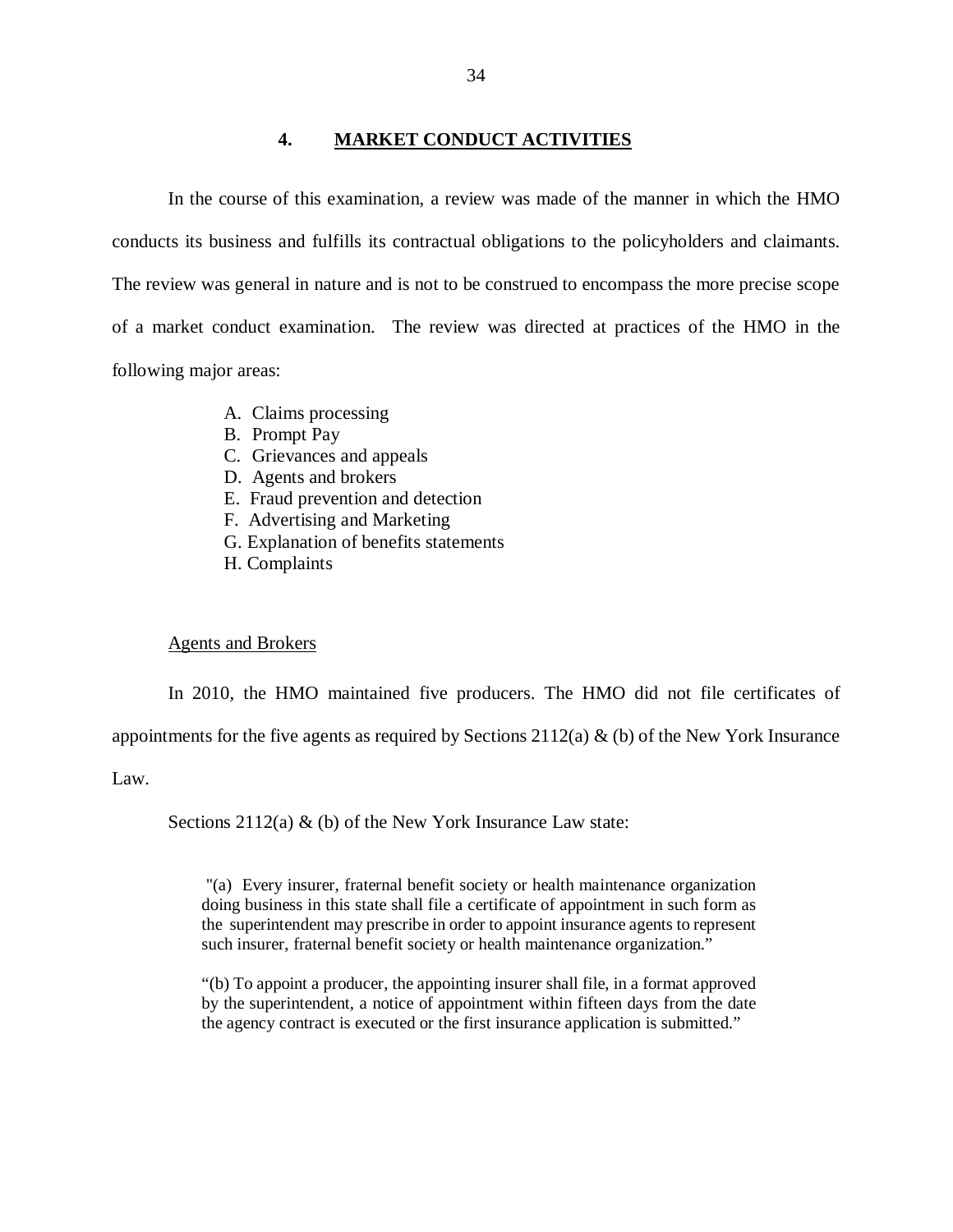## 4. MARKET CONDUCT ACTIVITIES

In the course of this examination, a review was made of the manner in which the HMO conducts its business and fulfills its contractual obligations to the policyholders and claimants. The review was general in nature and is not to be construed to encompass the more precise scope of a market conduct examination. The review was directed at practices of the HMO in the following major areas:

A. Claims processing
B. Prompt Pay
C. Grievances and appeals
D. Agents and brokers
E. Fraud prevention and detection
F. Advertising and Marketing
G. Explanation of benefits statements
H. Complaints

Agents and Brokers

In 2010, the HMO maintained five producers. The HMO did not file certificates of appointments for the five agents as required by Sections 2112(a) & (b) of the New York Insurance Law.

Sections 2112(a) & (b) of the New York Insurance Law state:

> "(a) Every insurer, fraternal benefit society or health maintenance organization doing business in this state shall file a certificate of appointment in such form as the superintendent may prescribe in order to appoint insurance agents to represent such insurer, fraternal benefit society or health maintenance organization."
>
> "(b) To appoint a producer, the appointing insurer shall file, in a format approved by the superintendent, a notice of appointment within fifteen days from the date the agency contract is executed or the first insurance application is submitted."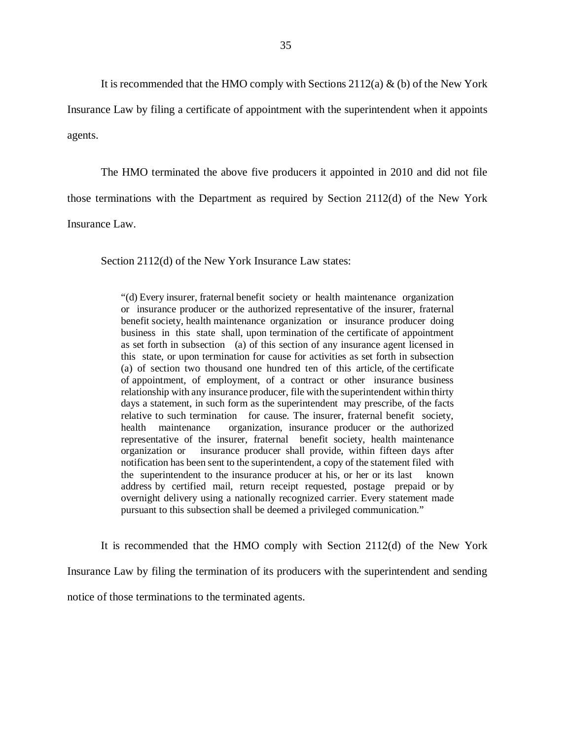It is recommended that the HMO comply with Sections 2112(a) & (b) of the New York Insurance Law by filing a certificate of appointment with the superintendent when it appoints agents.

The HMO terminated the above five producers it appointed in 2010 and did not file those terminations with the Department as required by Section 2112(d) of the New York Insurance Law.

Section 2112(d) of the New York Insurance Law states:

> "(d) Every insurer, fraternal benefit society or health maintenance organization or insurance producer or the authorized representative of the insurer, fraternal benefit society, health maintenance organization or insurance producer doing business in this state shall, upon termination of the certificate of appointment as set forth in subsection (a) of this section of any insurance agent licensed in this state, or upon termination for cause for activities as set forth in subsection (a) of section two thousand one hundred ten of this article, of the certificate of appointment, of employment, of a contract or other insurance business relationship with any insurance producer, file with the superintendent within thirty days a statement, in such form as the superintendent may prescribe, of the facts relative to such termination for cause. The insurer, fraternal benefit society, health maintenance organization, insurance producer or the authorized representative of the insurer, fraternal benefit society, health maintenance organization or insurance producer shall provide, within fifteen days after notification has been sent to the superintendent, a copy of the statement filed with the superintendent to the insurance producer at his, or her or its last known address by certified mail, return receipt requested, postage prepaid or by overnight delivery using a nationally recognized carrier. Every statement made pursuant to this subsection shall be deemed a privileged communication."

It is recommended that the HMO comply with Section 2112(d) of the New York Insurance Law by filing the termination of its producers with the superintendent and sending notice of those terminations to the terminated agents.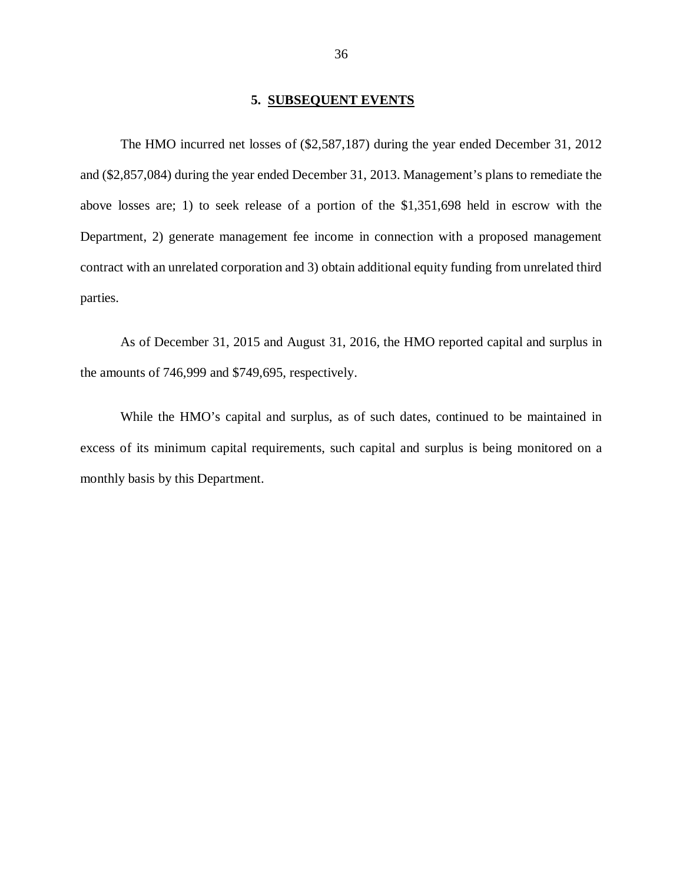## 5. SUBSEQUENT EVENTS

The HMO incurred net losses of ($2,587,187) during the year ended December 31, 2012 and ($2,857,084) during the year ended December 31, 2013. Management's plans to remediate the above losses are; 1) to seek release of a portion of the $1,351,698 held in escrow with the Department, 2) generate management fee income in connection with a proposed management contract with an unrelated corporation and 3) obtain additional equity funding from unrelated third parties.

As of December 31, 2015 and August 31, 2016, the HMO reported capital and surplus in the amounts of 746,999 and $749,695, respectively.

While the HMO's capital and surplus, as of such dates, continued to be maintained in excess of its minimum capital requirements, such capital and surplus is being monitored on a monthly basis by this Department.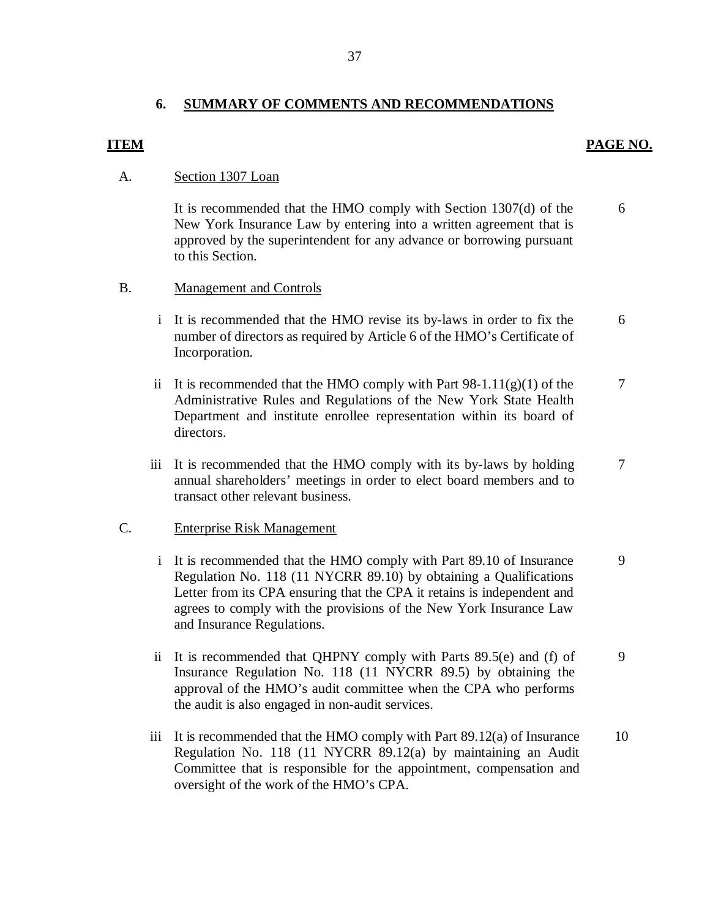## 6. SUMMARY OF COMMENTS AND RECOMMENDATIONS

| ITEM | | | PAGE NO. |
|---|---|---|---|
| A. | | Section 1307 Loan | |
| | | It is recommended that the HMO comply with Section 1307(d) of the New York Insurance Law by entering into a written agreement that is approved by the superintendent for any advance or borrowing pursuant to this Section. | 6 |
| B. | | Management and Controls | |
| | i | It is recommended that the HMO revise its by-laws in order to fix the number of directors as required by Article 6 of the HMO's Certificate of Incorporation. | 6 |
| | ii | It is recommended that the HMO comply with Part 98-1.11(g)(1) of the Administrative Rules and Regulations of the New York State Health Department and institute enrollee representation within its board of directors. | 7 |
| | iii | It is recommended that the HMO comply with its by-laws by holding annual shareholders' meetings in order to elect board members and to transact other relevant business. | 7 |
| C. | | Enterprise Risk Management | |
| | i | It is recommended that the HMO comply with Part 89.10 of Insurance Regulation No. 118 (11 NYCRR 89.10) by obtaining a Qualifications Letter from its CPA ensuring that the CPA it retains is independent and agrees to comply with the provisions of the New York Insurance Law and Insurance Regulations. | 9 |
| | ii | It is recommended that QHPNY comply with Parts 89.5(e) and (f) of Insurance Regulation No. 118 (11 NYCRR 89.5) by obtaining the approval of the HMO's audit committee when the CPA who performs the audit is also engaged in non-audit services. | 9 |
| | iii | It is recommended that the HMO comply with Part 89.12(a) of Insurance Regulation No. 118 (11 NYCRR 89.12(a) by maintaining an Audit Committee that is responsible for the appointment, compensation and oversight of the work of the HMO's CPA. | 10 |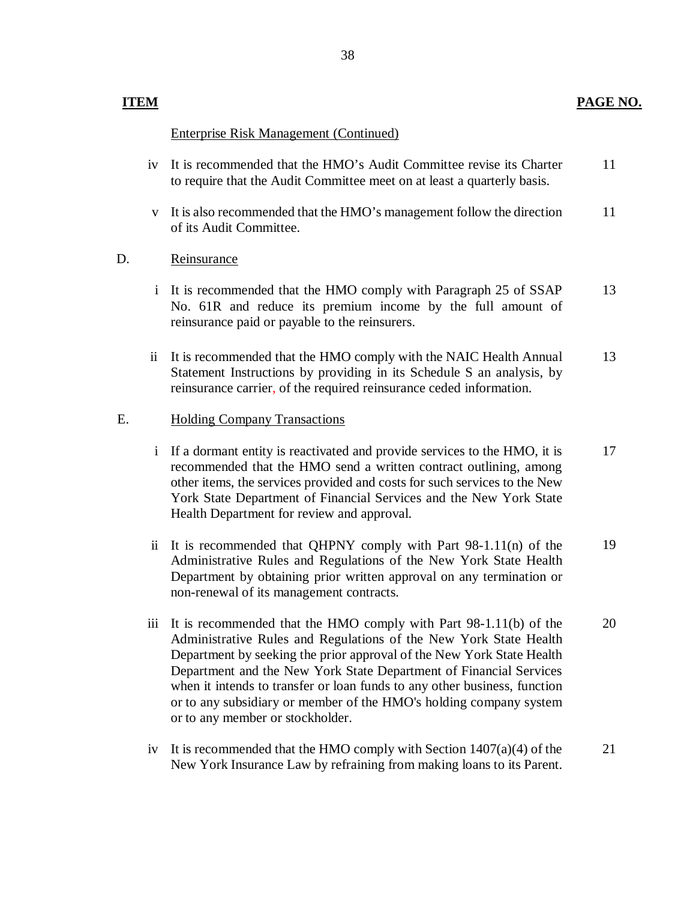| ITEM | | | PAGE NO. |
|---|---|---|---|
| | | Enterprise Risk Management (Continued) | |
| | iv | It is recommended that the HMO's Audit Committee revise its Charter to require that the Audit Committee meet on at least a quarterly basis. | 11 |
| | v | It is also recommended that the HMO's management follow the direction of its Audit Committee. | 11 |
| D. | | Reinsurance | |
| | i | It is recommended that the HMO comply with Paragraph 25 of SSAP No. 61R and reduce its premium income by the full amount of reinsurance paid or payable to the reinsurers. | 13 |
| | ii | It is recommended that the HMO comply with the NAIC Health Annual Statement Instructions by providing in its Schedule S an analysis, by reinsurance carrier, of the required reinsurance ceded information. | 13 |
| E. | | Holding Company Transactions | |
| | i | If a dormant entity is reactivated and provide services to the HMO, it is recommended that the HMO send a written contract outlining, among other items, the services provided and costs for such services to the New York State Department of Financial Services and the New York State Health Department for review and approval. | 17 |
| | ii | It is recommended that QHPNY comply with Part 98-1.11(n) of the Administrative Rules and Regulations of the New York State Health Department by obtaining prior written approval on any termination or non-renewal of its management contracts. | 19 |
| | iii | It is recommended that the HMO comply with Part 98-1.11(b) of the Administrative Rules and Regulations of the New York State Health Department by seeking the prior approval of the New York State Health Department and the New York State Department of Financial Services when it intends to transfer or loan funds to any other business, function or to any subsidiary or member of the HMO's holding company system or to any member or stockholder. | 20 |
| | iv | It is recommended that the HMO comply with Section 1407(a)(4) of the New York Insurance Law by refraining from making loans to its Parent. | 21 |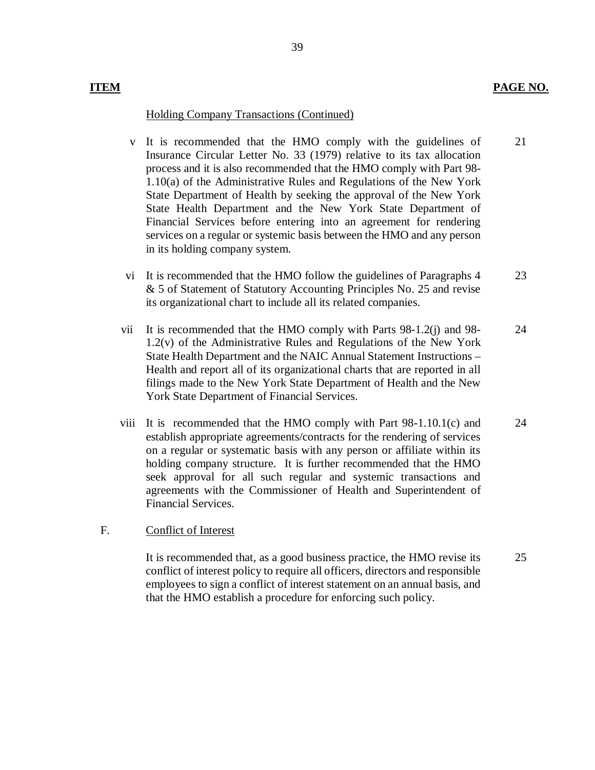| ITEM | | PAGE NO. |
|---|---|---|
| | Holding Company Transactions (Continued) | |
| v | It is recommended that the HMO comply with the guidelines of Insurance Circular Letter No. 33 (1979) relative to its tax allocation process and it is also recommended that the HMO comply with Part 98-1.10(a) of the Administrative Rules and Regulations of the New York State Department of Health by seeking the approval of the New York State Health Department and the New York State Department of Financial Services before entering into an agreement for rendering services on a regular or systemic basis between the HMO and any person in its holding company system. | 21 |
| vi | It is recommended that the HMO follow the guidelines of Paragraphs 4 & 5 of Statement of Statutory Accounting Principles No. 25 and revise its organizational chart to include all its related companies. | 23 |
| vii | It is recommended that the HMO comply with Parts 98-1.2(j) and 98-1.2(v) of the Administrative Rules and Regulations of the New York State Health Department and the NAIC Annual Statement Instructions – Health and report all of its organizational charts that are reported in all filings made to the New York State Department of Health and the New York State Department of Financial Services. | 24 |
| viii | It is recommended that the HMO comply with Part 98-1.10.1(c) and establish appropriate agreements/contracts for the rendering of services on a regular or systematic basis with any person or affiliate within its holding company structure. It is further recommended that the HMO seek approval for all such regular and systemic transactions and agreements with the Commissioner of Health and Superintendent of Financial Services. | 24 |
| F. | Conflict of Interest | |
| | It is recommended that, as a good business practice, the HMO revise its conflict of interest policy to require all officers, directors and responsible employees to sign a conflict of interest statement on an annual basis, and that the HMO establish a procedure for enforcing such policy. | 25 |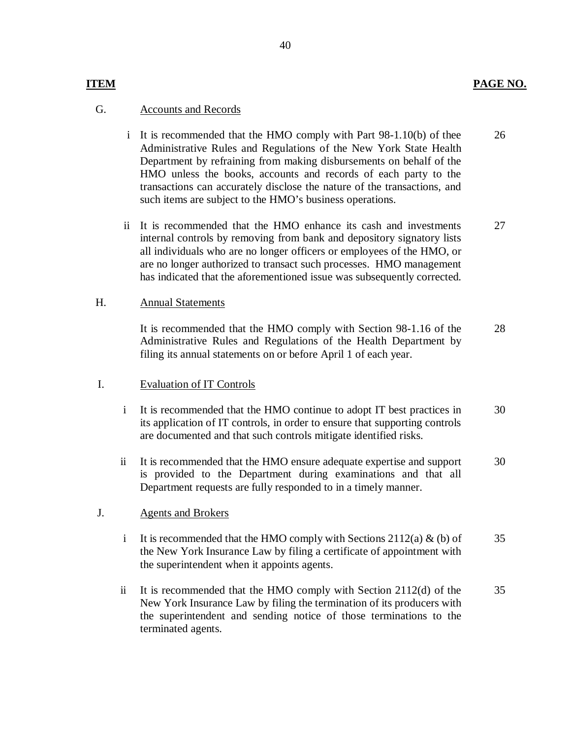| ITEM | | | PAGE NO. |
|---|---|---|---|
| G. | | Accounts and Records | |
| | i | It is recommended that the HMO comply with Part 98-1.10(b) of thee Administrative Rules and Regulations of the New York State Health Department by refraining from making disbursements on behalf of the HMO unless the books, accounts and records of each party to the transactions can accurately disclose the nature of the transactions, and such items are subject to the HMO's business operations. | 26 |
| | ii | It is recommended that the HMO enhance its cash and investments internal controls by removing from bank and depository signatory lists all individuals who are no longer officers or employees of the HMO, or are no longer authorized to transact such processes. HMO management has indicated that the aforementioned issue was subsequently corrected. | 27 |
| H. | | Annual Statements | |
| | | It is recommended that the HMO comply with Section 98-1.16 of the Administrative Rules and Regulations of the Health Department by filing its annual statements on or before April 1 of each year. | 28 |
| I. | | Evaluation of IT Controls | |
| | i | It is recommended that the HMO continue to adopt IT best practices in its application of IT controls, in order to ensure that supporting controls are documented and that such controls mitigate identified risks. | 30 |
| | ii | It is recommended that the HMO ensure adequate expertise and support is provided to the Department during examinations and that all Department requests are fully responded to in a timely manner. | 30 |
| J. | | Agents and Brokers | |
| | i | It is recommended that the HMO comply with Sections 2112(a) & (b) of the New York Insurance Law by filing a certificate of appointment with the superintendent when it appoints agents. | 35 |
| | ii | It is recommended that the HMO comply with Section 2112(d) of the New York Insurance Law by filing the termination of its producers with the superintendent and sending notice of those terminations to the terminated agents. | 35 |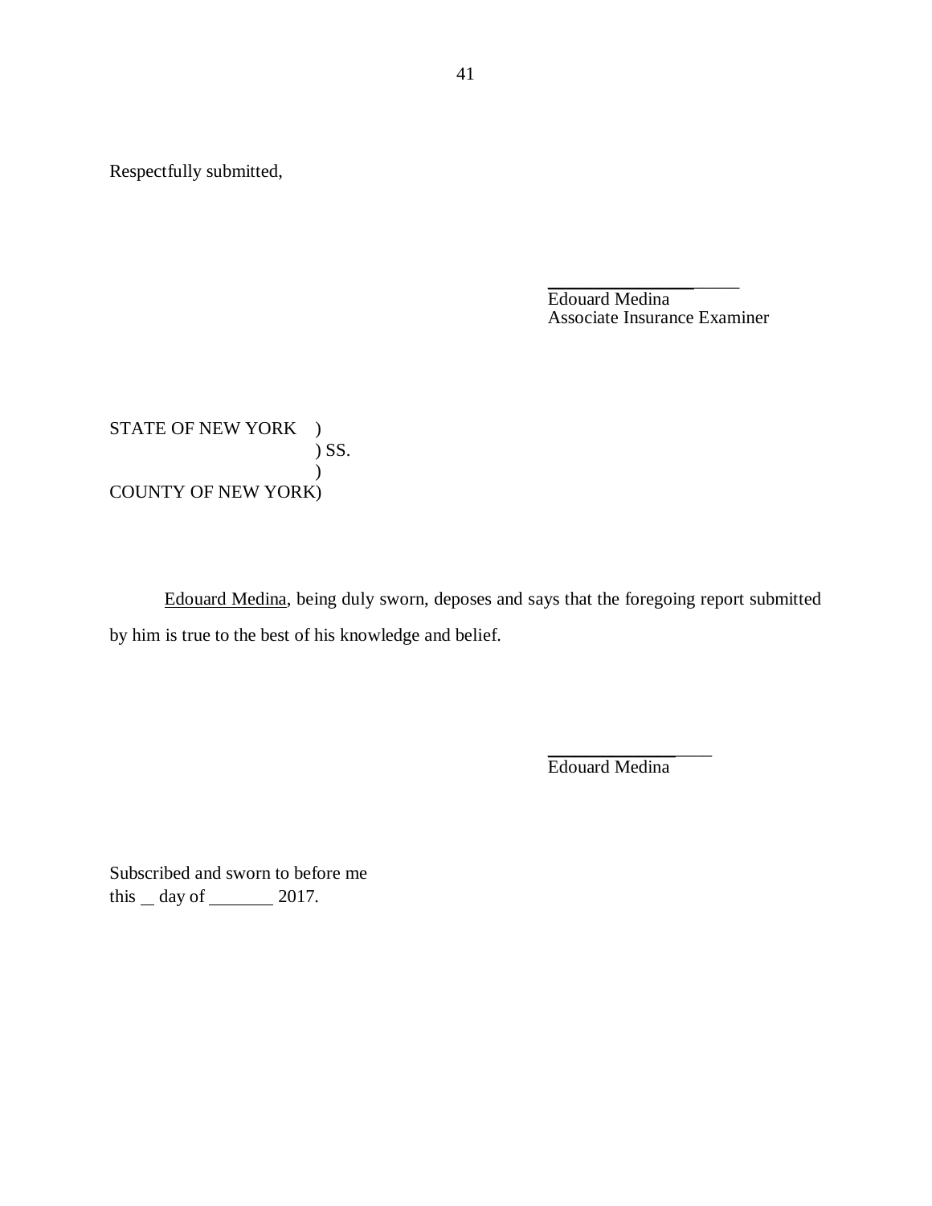Respectfully submitted,

_______________________

Edouard Medina
Associate Insurance Examiner

STATE OF NEW YORK )
) SS.
)
COUNTY OF NEW YORK)

<u>Edouard Medina</u>, being duly sworn, deposes and says that the foregoing report submitted by him is true to the best of his knowledge and belief.

_____________________

Edouard Medina

Subscribed and sworn to before me
this __ day of _______ 2017.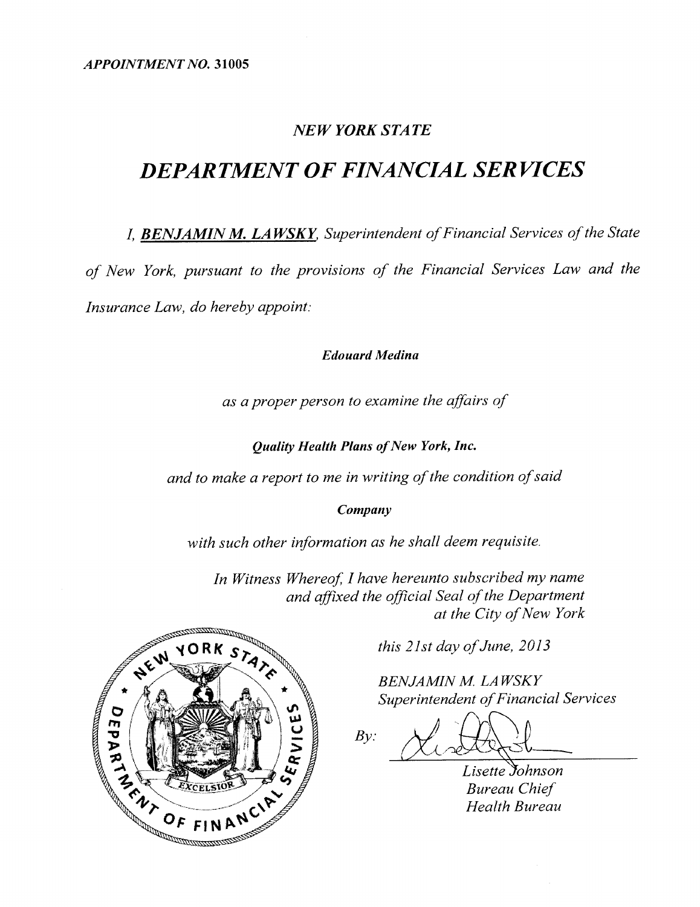*APPOINTMENT NO.* **31005**

*NEW YORK STATE*

# *DEPARTMENT OF FINANCIAL SERVICES*

*I,* ***BENJAMIN M. LAWSKY****, Superintendent of Financial Services of the State of New York, pursuant to the provisions of the Financial Services Law and the Insurance Law, do hereby appoint:*

***Edouard Medina***

*as a proper person to examine the affairs of*

***Quality Health Plans of New York, Inc.***

*and to make a report to me in writing of the condition of said*

***Company***

*with such other information as he shall deem requisite.*

*In Witness Whereof, I have hereunto subscribed my name and affixed the official Seal of the Department at the City of New York*

*this 21st day of June, 2013*

*BENJAMIN M. LAWSKY*
*Superintendent of Financial Services*

*By:*

*Lisette Johnson*
*Bureau Chief*
*Health Bureau*